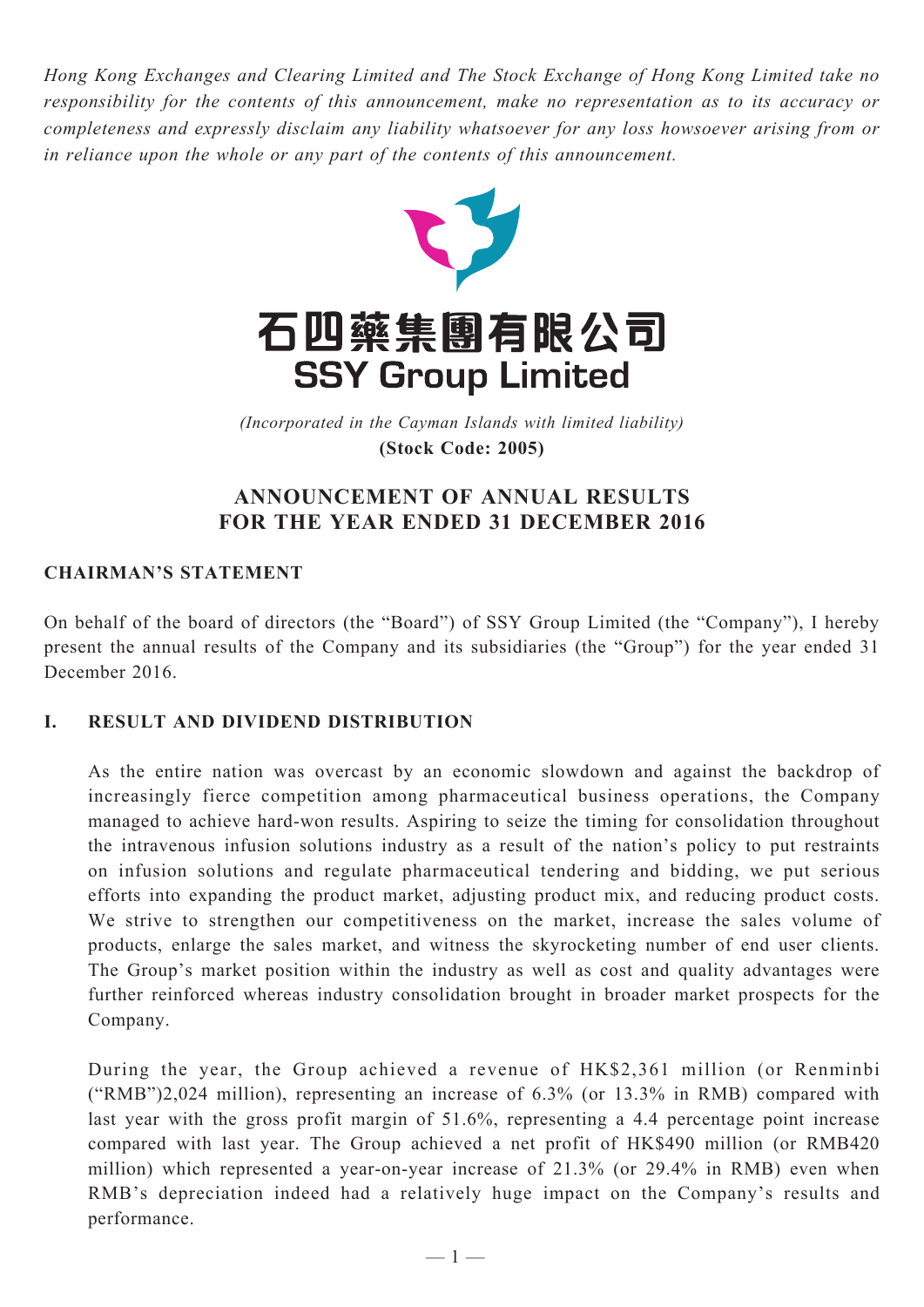*Hong Kong Exchanges and Clearing Limited and The Stock Exchange of Hong Kong Limited take no responsibility for the contents of this announcement, make no representation as to its accuracy or completeness and expressly disclaim any liability whatsoever for any loss howsoever arising from or in reliance upon the whole or any part of the contents of this announcement.*

# 石四藥集團有限公司
# SSY Group Limited

*(Incorporated in the Cayman Islands with limited liability)*
**(Stock Code: 2005)**

## ANNOUNCEMENT OF ANNUAL RESULTS FOR THE YEAR ENDED 31 DECEMBER 2016

### CHAIRMAN'S STATEMENT

On behalf of the board of directors (the "Board") of SSY Group Limited (the "Company"), I hereby present the annual results of the Company and its subsidiaries (the "Group") for the year ended 31 December 2016.

### I. RESULT AND DIVIDEND DISTRIBUTION

As the entire nation was overcast by an economic slowdown and against the backdrop of increasingly fierce competition among pharmaceutical business operations, the Company managed to achieve hard-won results. Aspiring to seize the timing for consolidation throughout the intravenous infusion solutions industry as a result of the nation's policy to put restraints on infusion solutions and regulate pharmaceutical tendering and bidding, we put serious efforts into expanding the product market, adjusting product mix, and reducing product costs. We strive to strengthen our competitiveness on the market, increase the sales volume of products, enlarge the sales market, and witness the skyrocketing number of end user clients. The Group's market position within the industry as well as cost and quality advantages were further reinforced whereas industry consolidation brought in broader market prospects for the Company.

During the year, the Group achieved a revenue of HK$2,361 million (or Renminbi ("RMB")2,024 million), representing an increase of 6.3% (or 13.3% in RMB) compared with last year with the gross profit margin of 51.6%, representing a 4.4 percentage point increase compared with last year. The Group achieved a net profit of HK$490 million (or RMB420 million) which represented a year-on-year increase of 21.3% (or 29.4% in RMB) even when RMB's depreciation indeed had a relatively huge impact on the Company's results and performance.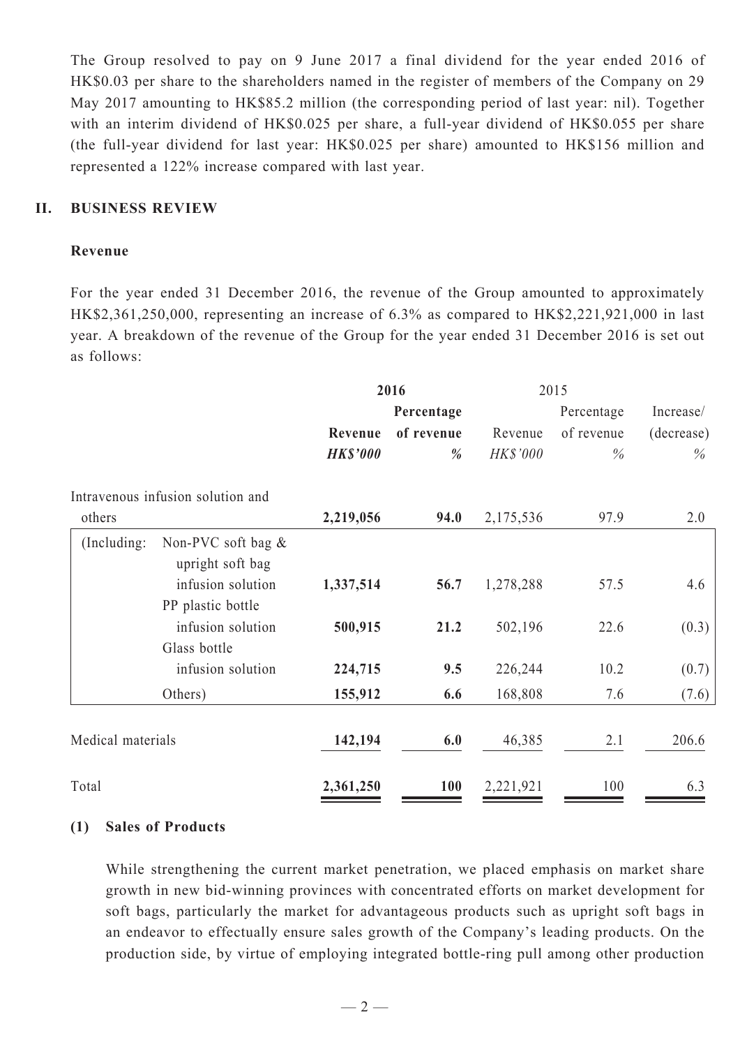The Group resolved to pay on 9 June 2017 a final dividend for the year ended 2016 of HK$0.03 per share to the shareholders named in the register of members of the Company on 29 May 2017 amounting to HK$85.2 million (the corresponding period of last year: nil). Together with an interim dividend of HK$0.025 per share, a full-year dividend of HK$0.055 per share (the full-year dividend for last year: HK$0.025 per share) amounted to HK$156 million and represented a 122% increase compared with last year.

## II. BUSINESS REVIEW

### Revenue

For the year ended 31 December 2016, the revenue of the Group amounted to approximately HK$2,361,250,000, representing an increase of 6.3% as compared to HK$2,221,921,000 in last year. A breakdown of the revenue of the Group for the year ended 31 December 2016 is set out as follows:

| | **2016** | | 2015 | | |
|---|---|---|---|---|---|
| | **Revenue** | **Percentage of revenue** | Revenue | Percentage of revenue | Increase/ (decrease) |
| | ***HK$'000*** | ***%*** | *HK$'000* | *%* | *%* |
| Intravenous infusion solution and others | **2,219,056** | **94.0** | 2,175,536 | 97.9 | 2.0 |
| (Including: Non-PVC soft bag & upright soft bag infusion solution | **1,337,514** | **56.7** | 1,278,288 | 57.5 | 4.6 |
| PP plastic bottle infusion solution | **500,915** | **21.2** | 502,196 | 22.6 | (0.3) |
| Glass bottle infusion solution | **224,715** | **9.5** | 226,244 | 10.2 | (0.7) |
| Others) | **155,912** | **6.6** | 168,808 | 7.6 | (7.6) |
| Medical materials | **142,194** | **6.0** | 46,385 | 2.1 | 206.6 |
| Total | **2,361,250** | **100** | 2,221,921 | 100 | 6.3 |

### (1) Sales of Products

While strengthening the current market penetration, we placed emphasis on market share growth in new bid-winning provinces with concentrated efforts on market development for soft bags, particularly the market for advantageous products such as upright soft bags in an endeavor to effectually ensure sales growth of the Company's leading products. On the production side, by virtue of employing integrated bottle-ring pull among other production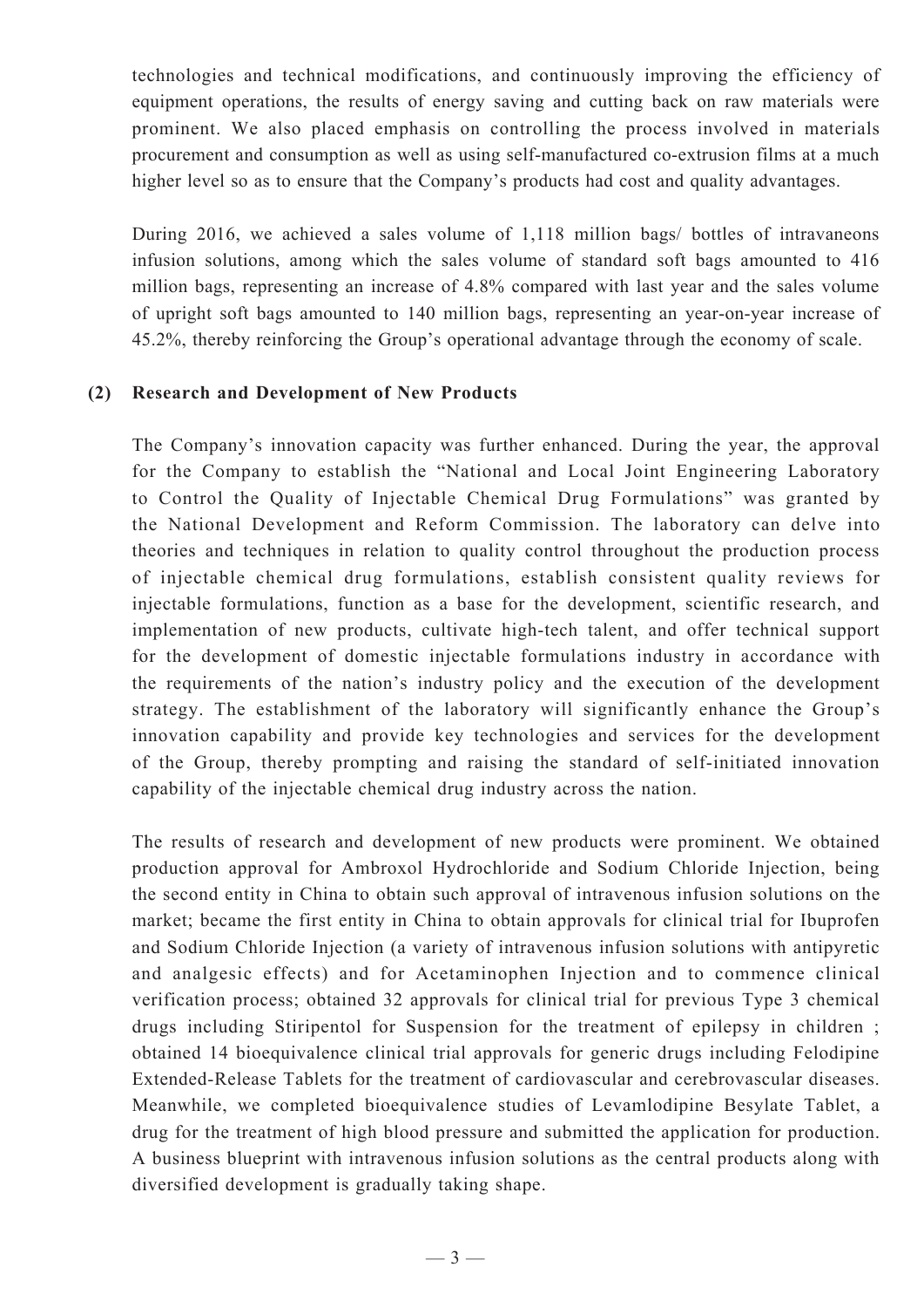technologies and technical modifications, and continuously improving the efficiency of equipment operations, the results of energy saving and cutting back on raw materials were prominent. We also placed emphasis on controlling the process involved in materials procurement and consumption as well as using self-manufactured co-extrusion films at a much higher level so as to ensure that the Company's products had cost and quality advantages.

During 2016, we achieved a sales volume of 1,118 million bags/ bottles of intravaneons infusion solutions, among which the sales volume of standard soft bags amounted to 416 million bags, representing an increase of 4.8% compared with last year and the sales volume of upright soft bags amounted to 140 million bags, representing an year-on-year increase of 45.2%, thereby reinforcing the Group's operational advantage through the economy of scale.

**(2) Research and Development of New Products**

The Company's innovation capacity was further enhanced. During the year, the approval for the Company to establish the "National and Local Joint Engineering Laboratory to Control the Quality of Injectable Chemical Drug Formulations" was granted by the National Development and Reform Commission. The laboratory can delve into theories and techniques in relation to quality control throughout the production process of injectable chemical drug formulations, establish consistent quality reviews for injectable formulations, function as a base for the development, scientific research, and implementation of new products, cultivate high-tech talent, and offer technical support for the development of domestic injectable formulations industry in accordance with the requirements of the nation's industry policy and the execution of the development strategy. The establishment of the laboratory will significantly enhance the Group's innovation capability and provide key technologies and services for the development of the Group, thereby prompting and raising the standard of self-initiated innovation capability of the injectable chemical drug industry across the nation.

The results of research and development of new products were prominent. We obtained production approval for Ambroxol Hydrochloride and Sodium Chloride Injection, being the second entity in China to obtain such approval of intravenous infusion solutions on the market; became the first entity in China to obtain approvals for clinical trial for Ibuprofen and Sodium Chloride Injection (a variety of intravenous infusion solutions with antipyretic and analgesic effects) and for Acetaminophen Injection and to commence clinical verification process; obtained 32 approvals for clinical trial for previous Type 3 chemical drugs including Stiripentol for Suspension for the treatment of epilepsy in children ; obtained 14 bioequivalence clinical trial approvals for generic drugs including Felodipine Extended-Release Tablets for the treatment of cardiovascular and cerebrovascular diseases. Meanwhile, we completed bioequivalence studies of Levamlodipine Besylate Tablet, a drug for the treatment of high blood pressure and submitted the application for production. A business blueprint with intravenous infusion solutions as the central products along with diversified development is gradually taking shape.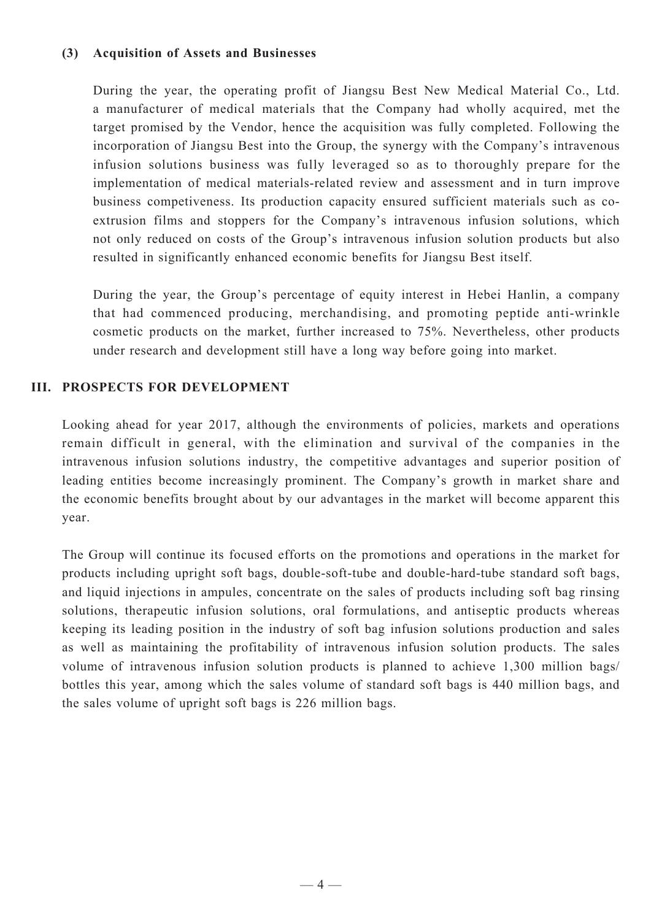### (3) Acquisition of Assets and Businesses

During the year, the operating profit of Jiangsu Best New Medical Material Co., Ltd. a manufacturer of medical materials that the Company had wholly acquired, met the target promised by the Vendor, hence the acquisition was fully completed. Following the incorporation of Jiangsu Best into the Group, the synergy with the Company's intravenous infusion solutions business was fully leveraged so as to thoroughly prepare for the implementation of medical materials-related review and assessment and in turn improve business competiveness. Its production capacity ensured sufficient materials such as co-extrusion films and stoppers for the Company's intravenous infusion solutions, which not only reduced on costs of the Group's intravenous infusion solution products but also resulted in significantly enhanced economic benefits for Jiangsu Best itself.

During the year, the Group's percentage of equity interest in Hebei Hanlin, a company that had commenced producing, merchandising, and promoting peptide anti-wrinkle cosmetic products on the market, further increased to 75%. Nevertheless, other products under research and development still have a long way before going into market.

## III. PROSPECTS FOR DEVELOPMENT

Looking ahead for year 2017, although the environments of policies, markets and operations remain difficult in general, with the elimination and survival of the companies in the intravenous infusion solutions industry, the competitive advantages and superior position of leading entities become increasingly prominent. The Company's growth in market share and the economic benefits brought about by our advantages in the market will become apparent this year.

The Group will continue its focused efforts on the promotions and operations in the market for products including upright soft bags, double-soft-tube and double-hard-tube standard soft bags, and liquid injections in ampules, concentrate on the sales of products including soft bag rinsing solutions, therapeutic infusion solutions, oral formulations, and antiseptic products whereas keeping its leading position in the industry of soft bag infusion solutions production and sales as well as maintaining the profitability of intravenous infusion solution products. The sales volume of intravenous infusion solution products is planned to achieve 1,300 million bags/bottles this year, among which the sales volume of standard soft bags is 440 million bags, and the sales volume of upright soft bags is 226 million bags.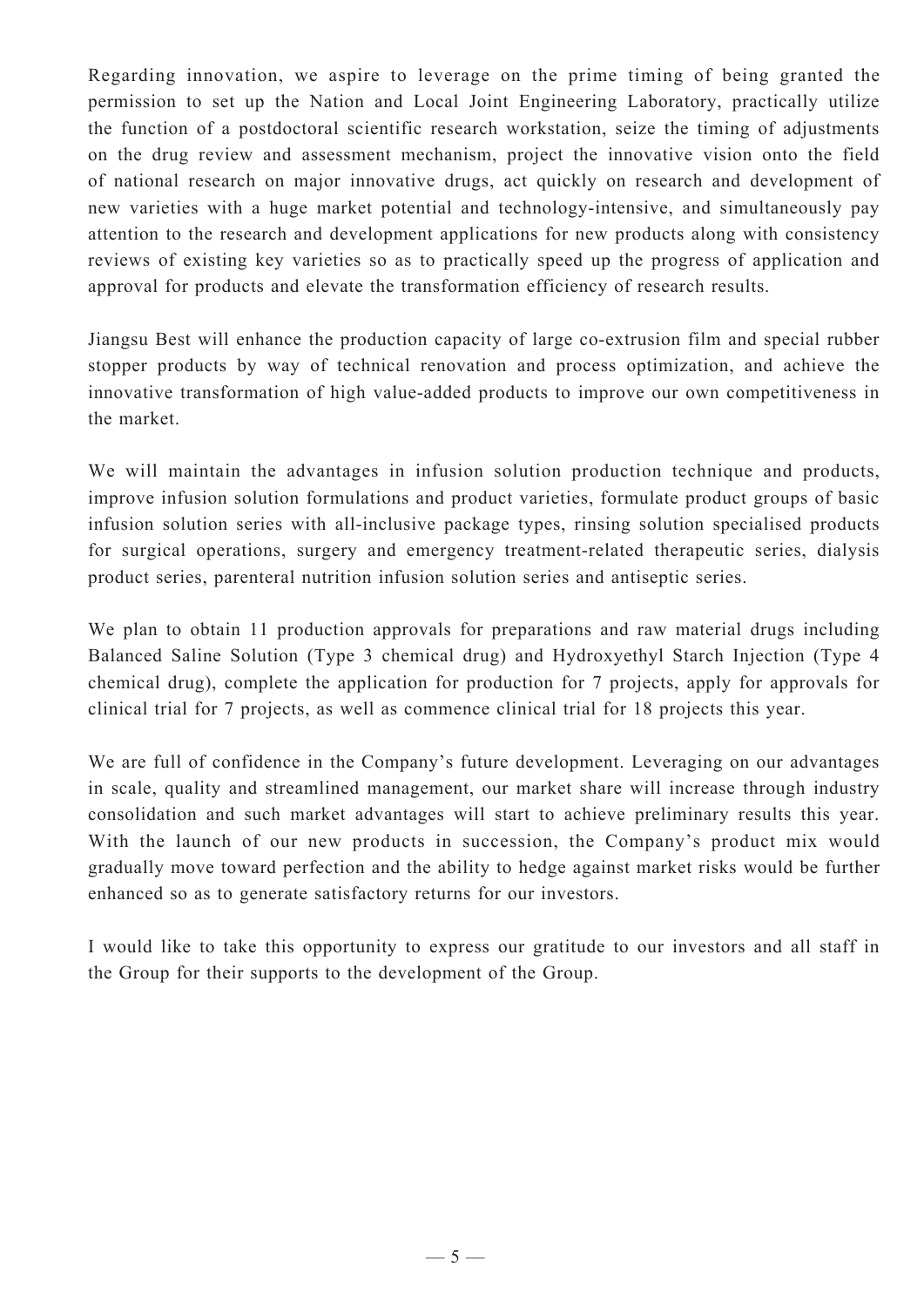Regarding innovation, we aspire to leverage on the prime timing of being granted the permission to set up the Nation and Local Joint Engineering Laboratory, practically utilize the function of a postdoctoral scientific research workstation, seize the timing of adjustments on the drug review and assessment mechanism, project the innovative vision onto the field of national research on major innovative drugs, act quickly on research and development of new varieties with a huge market potential and technology-intensive, and simultaneously pay attention to the research and development applications for new products along with consistency reviews of existing key varieties so as to practically speed up the progress of application and approval for products and elevate the transformation efficiency of research results.

Jiangsu Best will enhance the production capacity of large co-extrusion film and special rubber stopper products by way of technical renovation and process optimization, and achieve the innovative transformation of high value-added products to improve our own competitiveness in the market.

We will maintain the advantages in infusion solution production technique and products, improve infusion solution formulations and product varieties, formulate product groups of basic infusion solution series with all-inclusive package types, rinsing solution specialised products for surgical operations, surgery and emergency treatment-related therapeutic series, dialysis product series, parenteral nutrition infusion solution series and antiseptic series.

We plan to obtain 11 production approvals for preparations and raw material drugs including Balanced Saline Solution (Type 3 chemical drug) and Hydroxyethyl Starch Injection (Type 4 chemical drug), complete the application for production for 7 projects, apply for approvals for clinical trial for 7 projects, as well as commence clinical trial for 18 projects this year.

We are full of confidence in the Company's future development. Leveraging on our advantages in scale, quality and streamlined management, our market share will increase through industry consolidation and such market advantages will start to achieve preliminary results this year. With the launch of our new products in succession, the Company's product mix would gradually move toward perfection and the ability to hedge against market risks would be further enhanced so as to generate satisfactory returns for our investors.

I would like to take this opportunity to express our gratitude to our investors and all staff in the Group for their supports to the development of the Group.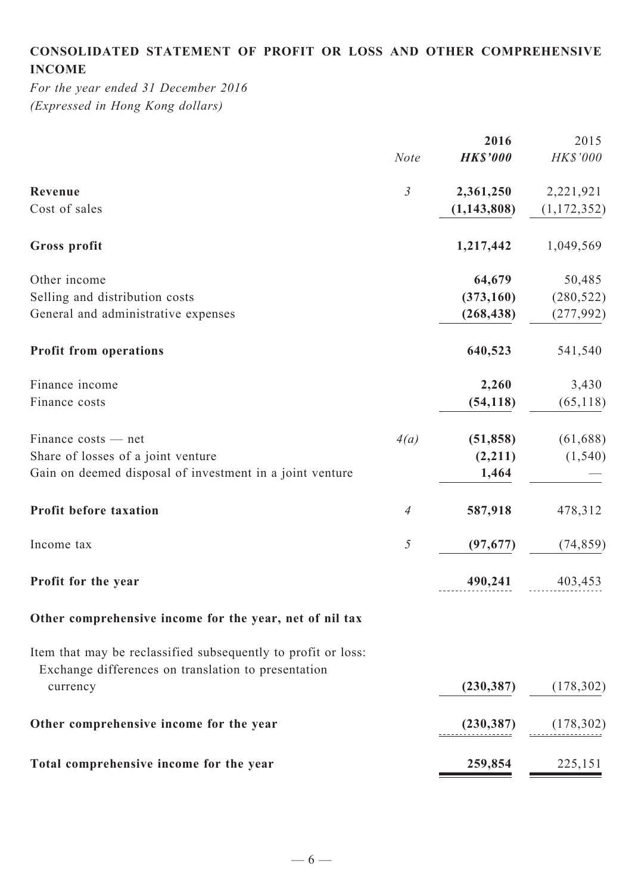## CONSOLIDATED STATEMENT OF PROFIT OR LOSS AND OTHER COMPREHENSIVE INCOME

*For the year ended 31 December 2016*
*(Expressed in Hong Kong dollars)*

| | *Note* | **2016** | 2015 |
|---|---|---|---|
| | | ***HK$'000*** | *HK$'000* |
| **Revenue** | *3* | **2,361,250** | 2,221,921 |
| Cost of sales | | **(1,143,808)** | (1,172,352) |
| **Gross profit** | | **1,217,442** | 1,049,569 |
| Other income | | **64,679** | 50,485 |
| Selling and distribution costs | | **(373,160)** | (280,522) |
| General and administrative expenses | | **(268,438)** | (277,992) |
| **Profit from operations** | | **640,523** | 541,540 |
| Finance income | | **2,260** | 3,430 |
| Finance costs | | **(54,118)** | (65,118) |
| Finance costs — net | *4(a)* | **(51,858)** | (61,688) |
| Share of losses of a joint venture | | **(2,211)** | (1,540) |
| Gain on deemed disposal of investment in a joint venture | | **1,464** | — |
| **Profit before taxation** | *4* | **587,918** | 478,312 |
| Income tax | *5* | **(97,677)** | (74,859) |
| **Profit for the year** | | **490,241** | 403,453 |
| **Other comprehensive income for the year, net of nil tax** | | | |
| Item that may be reclassified subsequently to profit or loss: | | | |
| Exchange differences on translation to presentation currency | | **(230,387)** | (178,302) |
| **Other comprehensive income for the year** | | **(230,387)** | (178,302) |
| **Total comprehensive income for the year** | | **259,854** | 225,151 |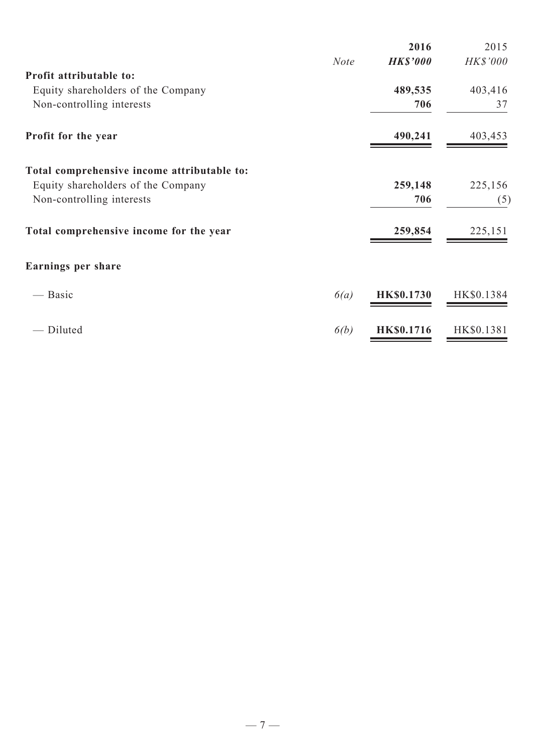| | Note | 2016 | 2015 |
|---|---|---|---|
| | | ***HK$'000*** | *HK$'000* |
| **Profit attributable to:** | | | |
| Equity shareholders of the Company | | **489,535** | 403,416 |
| Non-controlling interests | | **706** | 37 |
| **Profit for the year** | | **490,241** | 403,453 |
| **Total comprehensive income attributable to:** | | | |
| Equity shareholders of the Company | | **259,148** | 225,156 |
| Non-controlling interests | | **706** | (5) |
| **Total comprehensive income for the year** | | **259,854** | 225,151 |
| **Earnings per share** | | | |
| — Basic | *6(a)* | **HK$0.1730** | HK$0.1384 |
| — Diluted | *6(b)* | **HK$0.1716** | HK$0.1381 |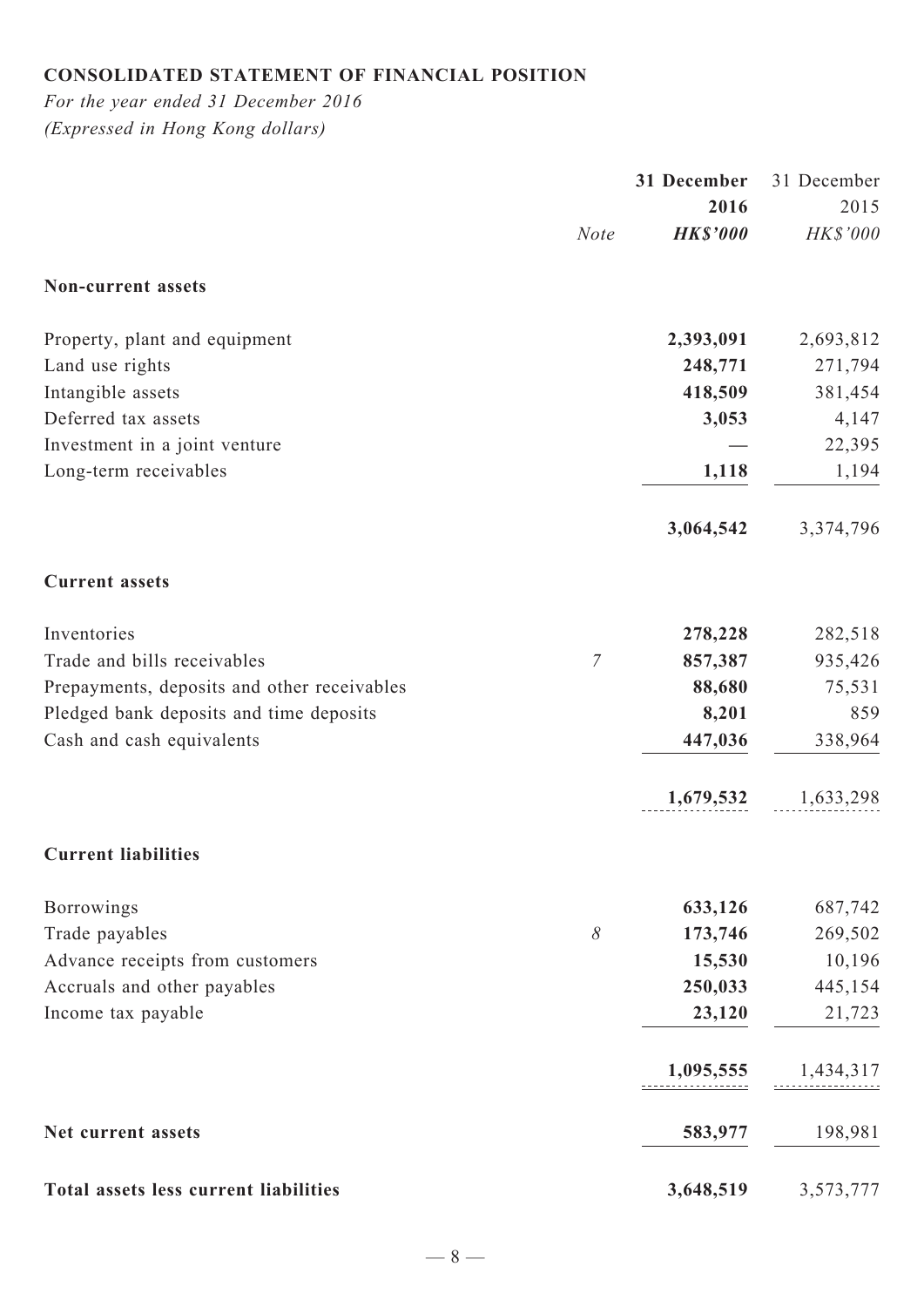## CONSOLIDATED STATEMENT OF FINANCIAL POSITION

*For the year ended 31 December 2016*
*(Expressed in Hong Kong dollars)*

| | *Note* | **31 December 2016** **HK$'000** | 31 December 2015 HK$'000 |
|---|---|---|---|
| **Non-current assets** | | | |
| Property, plant and equipment | | **2,393,091** | 2,693,812 |
| Land use rights | | **248,771** | 271,794 |
| Intangible assets | | **418,509** | 381,454 |
| Deferred tax assets | | **3,053** | 4,147 |
| Investment in a joint venture | | **—** | 22,395 |
| Long-term receivables | | **1,118** | 1,194 |
| | | **3,064,542** | 3,374,796 |
| **Current assets** | | | |
| Inventories | | **278,228** | 282,518 |
| Trade and bills receivables | *7* | **857,387** | 935,426 |
| Prepayments, deposits and other receivables | | **88,680** | 75,531 |
| Pledged bank deposits and time deposits | | **8,201** | 859 |
| Cash and cash equivalents | | **447,036** | 338,964 |
| | | **1,679,532** | 1,633,298 |
| **Current liabilities** | | | |
| Borrowings | | **633,126** | 687,742 |
| Trade payables | *8* | **173,746** | 269,502 |
| Advance receipts from customers | | **15,530** | 10,196 |
| Accruals and other payables | | **250,033** | 445,154 |
| Income tax payable | | **23,120** | 21,723 |
| | | **1,095,555** | 1,434,317 |
| **Net current assets** | | **583,977** | 198,981 |
| **Total assets less current liabilities** | | **3,648,519** | 3,573,777 |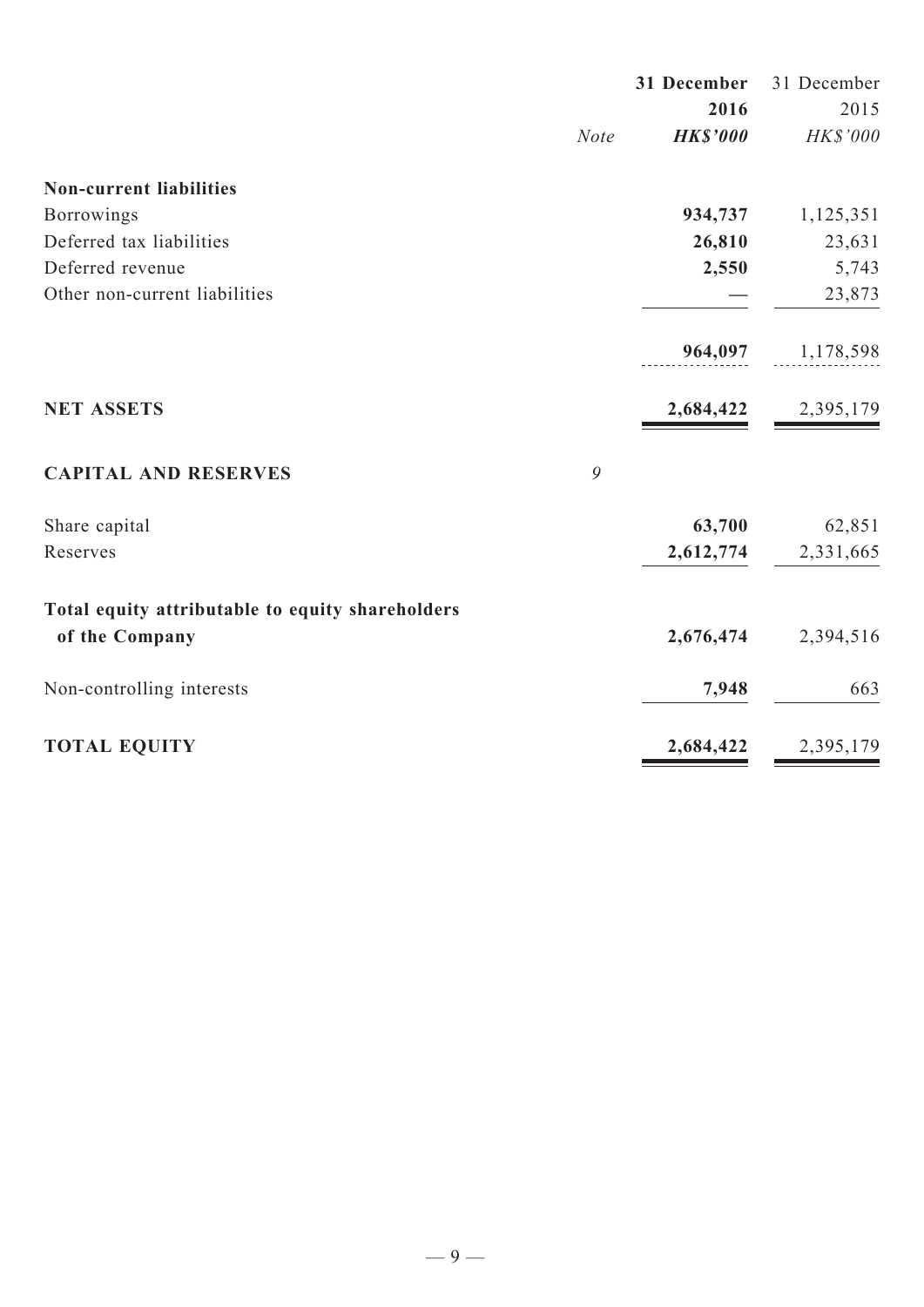| | Note | 31 December 2016 HK$'000 | 31 December 2015 HK$'000 |
|---|---|---|---|
| **Non-current liabilities** | | | |
| Borrowings | | **934,737** | 1,125,351 |
| Deferred tax liabilities | | **26,810** | 23,631 |
| Deferred revenue | | **2,550** | 5,743 |
| Other non-current liabilities | | **—** | 23,873 |
| | | **964,097** | 1,178,598 |
| **NET ASSETS** | | **2,684,422** | 2,395,179 |
| **CAPITAL AND RESERVES** | *9* | | |
| Share capital | | **63,700** | 62,851 |
| Reserves | | **2,612,774** | 2,331,665 |
| **Total equity attributable to equity shareholders of the Company** | | **2,676,474** | 2,394,516 |
| Non-controlling interests | | **7,948** | 663 |
| **TOTAL EQUITY** | | **2,684,422** | 2,395,179 |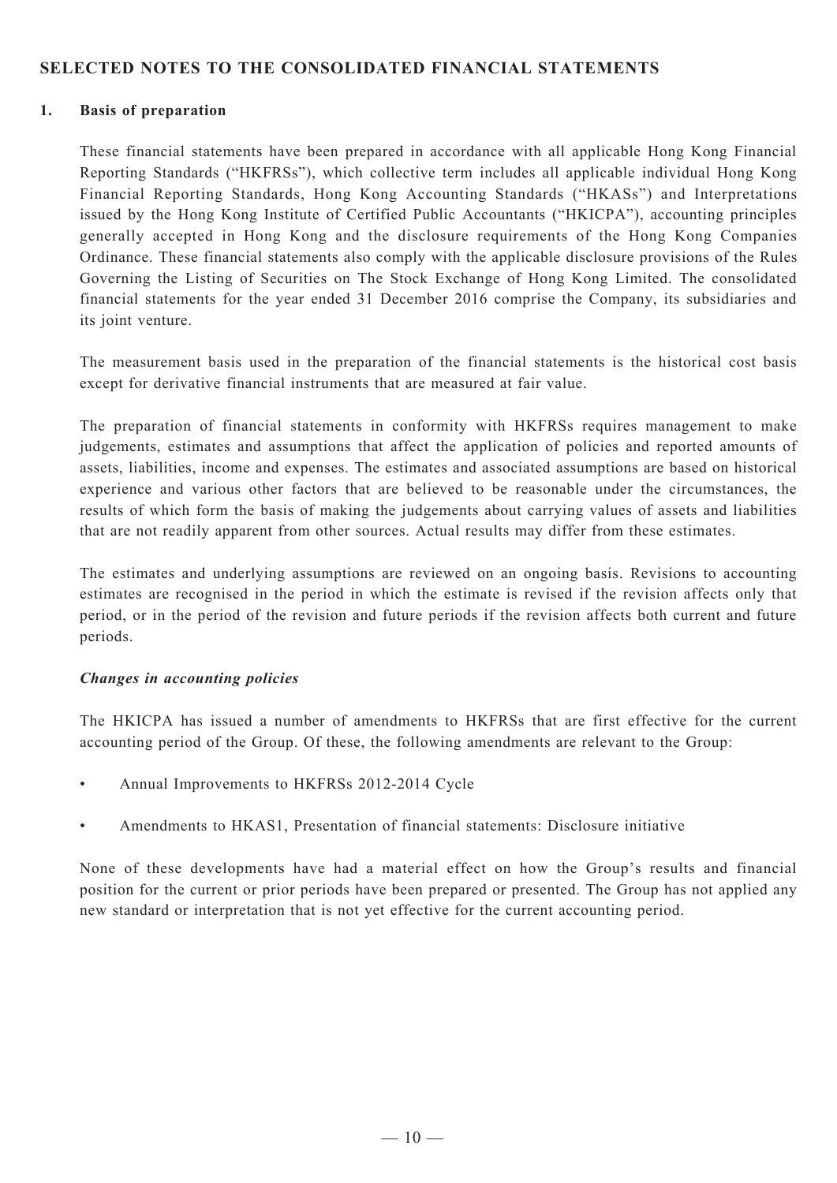## SELECTED NOTES TO THE CONSOLIDATED FINANCIAL STATEMENTS

### 1. Basis of preparation

These financial statements have been prepared in accordance with all applicable Hong Kong Financial Reporting Standards ("HKFRSs"), which collective term includes all applicable individual Hong Kong Financial Reporting Standards, Hong Kong Accounting Standards ("HKASs") and Interpretations issued by the Hong Kong Institute of Certified Public Accountants ("HKICPA"), accounting principles generally accepted in Hong Kong and the disclosure requirements of the Hong Kong Companies Ordinance. These financial statements also comply with the applicable disclosure provisions of the Rules Governing the Listing of Securities on The Stock Exchange of Hong Kong Limited. The consolidated financial statements for the year ended 31 December 2016 comprise the Company, its subsidiaries and its joint venture.

The measurement basis used in the preparation of the financial statements is the historical cost basis except for derivative financial instruments that are measured at fair value.

The preparation of financial statements in conformity with HKFRSs requires management to make judgements, estimates and assumptions that affect the application of policies and reported amounts of assets, liabilities, income and expenses. The estimates and associated assumptions are based on historical experience and various other factors that are believed to be reasonable under the circumstances, the results of which form the basis of making the judgements about carrying values of assets and liabilities that are not readily apparent from other sources. Actual results may differ from these estimates.

The estimates and underlying assumptions are reviewed on an ongoing basis. Revisions to accounting estimates are recognised in the period in which the estimate is revised if the revision affects only that period, or in the period of the revision and future periods if the revision affects both current and future periods.

***Changes in accounting policies***

The HKICPA has issued a number of amendments to HKFRSs that are first effective for the current accounting period of the Group. Of these, the following amendments are relevant to the Group:

- Annual Improvements to HKFRSs 2012-2014 Cycle
- Amendments to HKAS1, Presentation of financial statements: Disclosure initiative

None of these developments have had a material effect on how the Group's results and financial position for the current or prior periods have been prepared or presented. The Group has not applied any new standard or interpretation that is not yet effective for the current accounting period.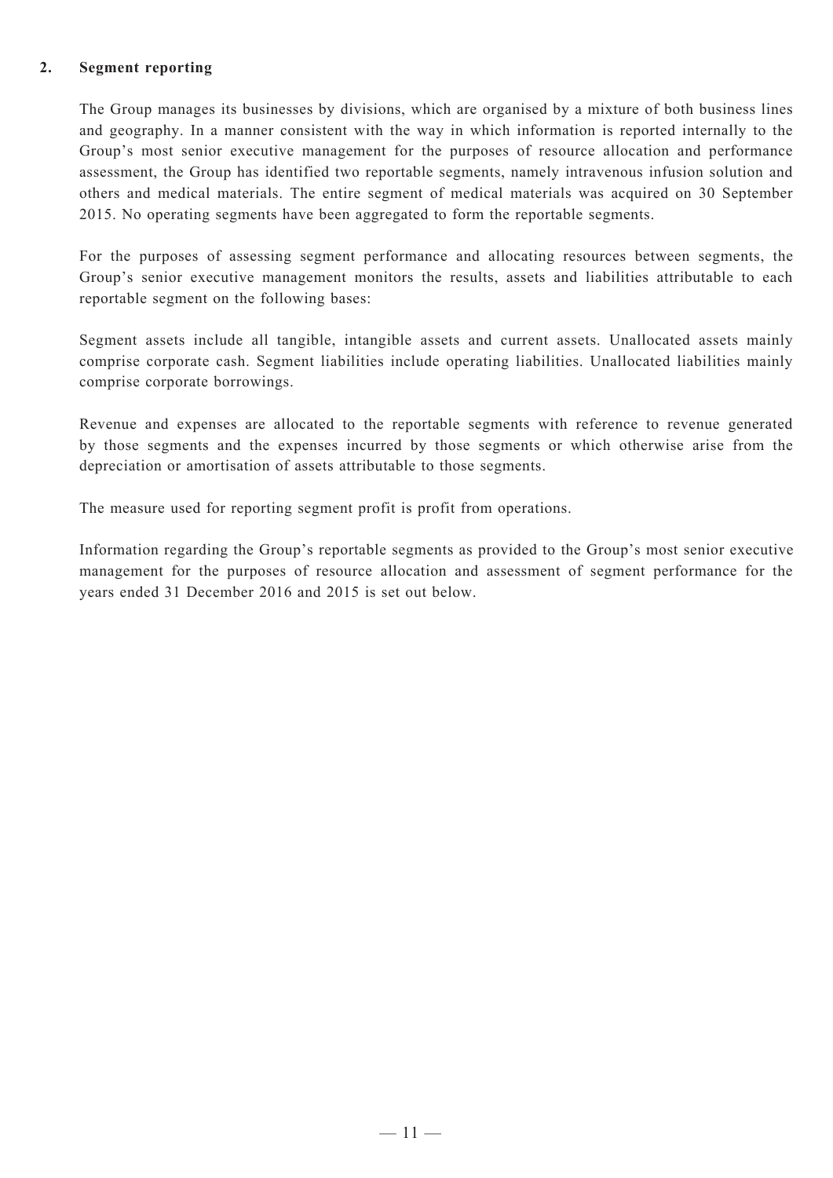## 2. Segment reporting

The Group manages its businesses by divisions, which are organised by a mixture of both business lines and geography. In a manner consistent with the way in which information is reported internally to the Group's most senior executive management for the purposes of resource allocation and performance assessment, the Group has identified two reportable segments, namely intravenous infusion solution and others and medical materials. The entire segment of medical materials was acquired on 30 September 2015. No operating segments have been aggregated to form the reportable segments.

For the purposes of assessing segment performance and allocating resources between segments, the Group's senior executive management monitors the results, assets and liabilities attributable to each reportable segment on the following bases:

Segment assets include all tangible, intangible assets and current assets. Unallocated assets mainly comprise corporate cash. Segment liabilities include operating liabilities. Unallocated liabilities mainly comprise corporate borrowings.

Revenue and expenses are allocated to the reportable segments with reference to revenue generated by those segments and the expenses incurred by those segments or which otherwise arise from the depreciation or amortisation of assets attributable to those segments.

The measure used for reporting segment profit is profit from operations.

Information regarding the Group's reportable segments as provided to the Group's most senior executive management for the purposes of resource allocation and assessment of segment performance for the years ended 31 December 2016 and 2015 is set out below.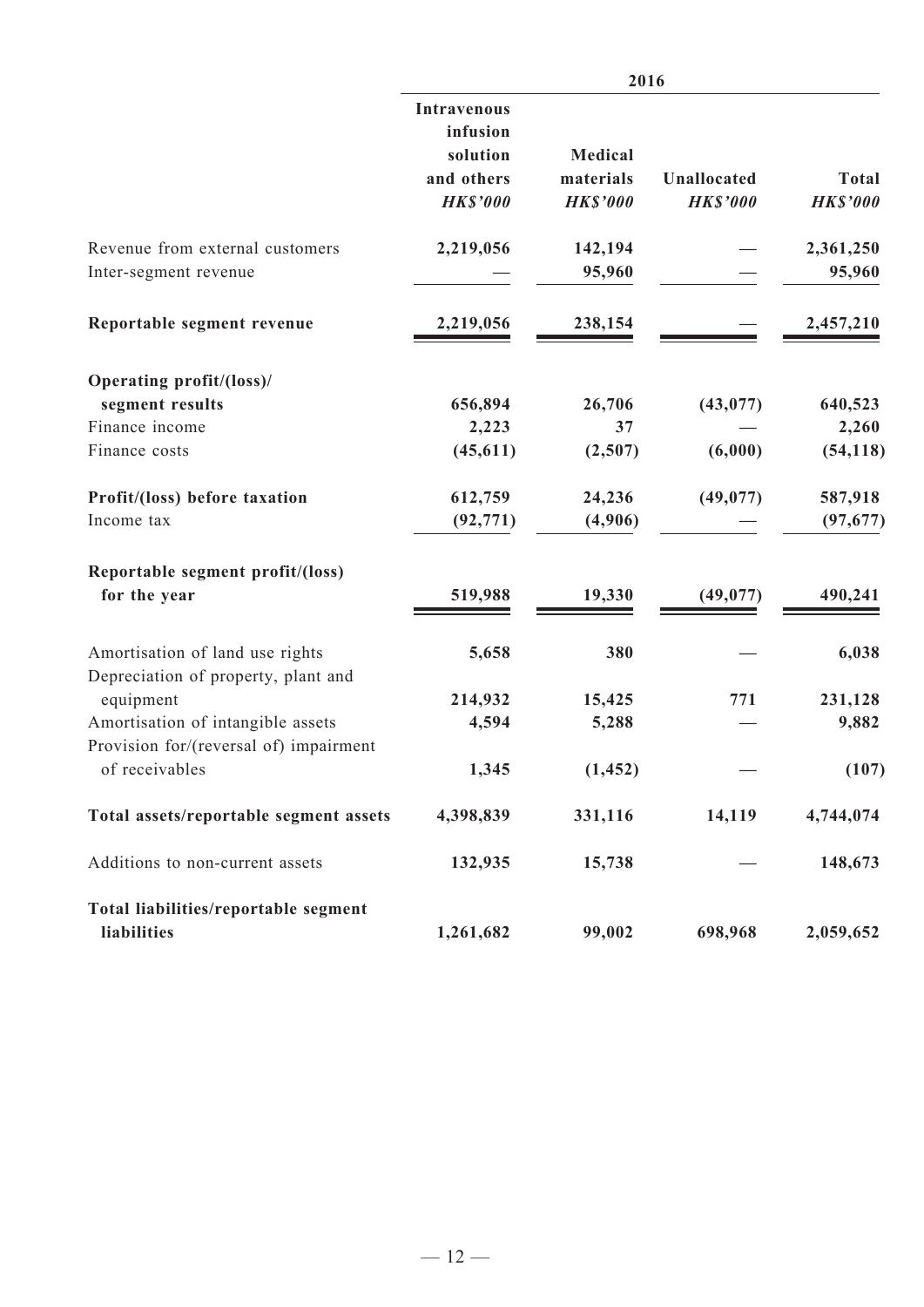| | 2016 | | | |
|---|---|---|---|---|
| | **Intravenous infusion solution and others** | **Medical materials** | **Unallocated** | **Total** |
| | ***HK$'000*** | ***HK$'000*** | ***HK$'000*** | ***HK$'000*** |
| Revenue from external customers | **2,219,056** | **142,194** | **—** | **2,361,250** |
| Inter-segment revenue | **—** | **95,960** | **—** | **95,960** |
| **Reportable segment revenue** | **2,219,056** | **238,154** | **—** | **2,457,210** |
| **Operating profit/(loss)/ segment results** | **656,894** | **26,706** | **(43,077)** | **640,523** |
| Finance income | **2,223** | **37** | **—** | **2,260** |
| Finance costs | **(45,611)** | **(2,507)** | **(6,000)** | **(54,118)** |
| **Profit/(loss) before taxation** | **612,759** | **24,236** | **(49,077)** | **587,918** |
| Income tax | **(92,771)** | **(4,906)** | **—** | **(97,677)** |
| **Reportable segment profit/(loss) for the year** | **519,988** | **19,330** | **(49,077)** | **490,241** |
| Amortisation of land use rights | **5,658** | **380** | **—** | **6,038** |
| Depreciation of property, plant and equipment | **214,932** | **15,425** | **771** | **231,128** |
| Amortisation of intangible assets | **4,594** | **5,288** | **—** | **9,882** |
| Provision for/(reversal of) impairment of receivables | **1,345** | **(1,452)** | **—** | **(107)** |
| **Total assets/reportable segment assets** | **4,398,839** | **331,116** | **14,119** | **4,744,074** |
| Additions to non-current assets | **132,935** | **15,738** | **—** | **148,673** |
| **Total liabilities/reportable segment liabilities** | **1,261,682** | **99,002** | **698,968** | **2,059,652** |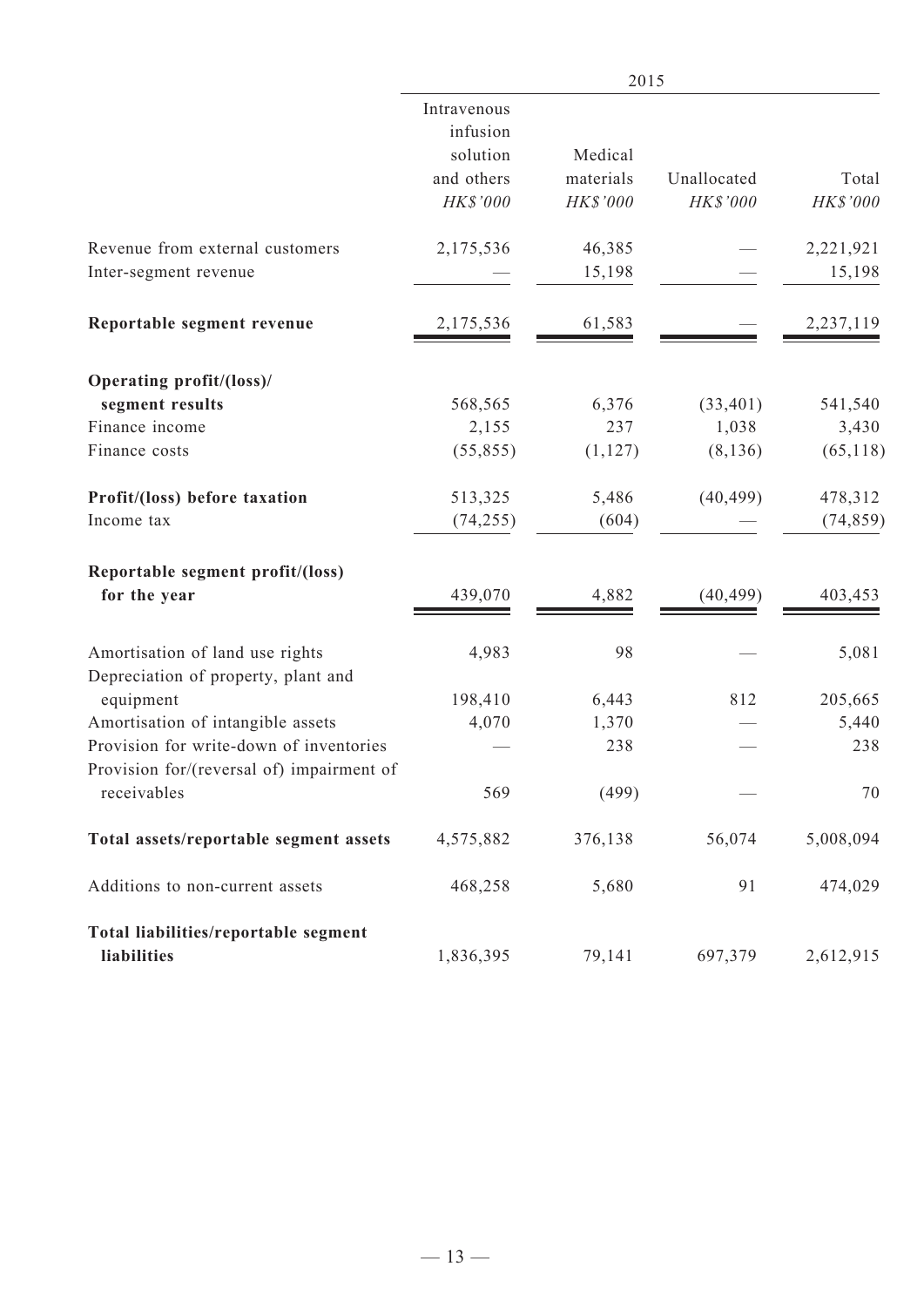| | 2015 | | | |
|---|---|---|---|---|
| | Intravenous infusion solution and others | Medical materials | Unallocated | Total |
| | *HK$'000* | *HK$'000* | *HK$'000* | *HK$'000* |
| Revenue from external customers | 2,175,536 | 46,385 | — | 2,221,921 |
| Inter-segment revenue | — | 15,198 | — | 15,198 |
| **Reportable segment revenue** | 2,175,536 | 61,583 | — | 2,237,119 |
| **Operating profit/(loss)/ segment results** | 568,565 | 6,376 | (33,401) | 541,540 |
| Finance income | 2,155 | 237 | 1,038 | 3,430 |
| Finance costs | (55,855) | (1,127) | (8,136) | (65,118) |
| **Profit/(loss) before taxation** | 513,325 | 5,486 | (40,499) | 478,312 |
| Income tax | (74,255) | (604) | — | (74,859) |
| **Reportable segment profit/(loss) for the year** | 439,070 | 4,882 | (40,499) | 403,453 |
| Amortisation of land use rights | 4,983 | 98 | — | 5,081 |
| Depreciation of property, plant and equipment | 198,410 | 6,443 | 812 | 205,665 |
| Amortisation of intangible assets | 4,070 | 1,370 | — | 5,440 |
| Provision for write-down of inventories | — | 238 | — | 238 |
| Provision for/(reversal of) impairment of receivables | 569 | (499) | — | 70 |
| **Total assets/reportable segment assets** | 4,575,882 | 376,138 | 56,074 | 5,008,094 |
| Additions to non-current assets | 468,258 | 5,680 | 91 | 474,029 |
| **Total liabilities/reportable segment liabilities** | 1,836,395 | 79,141 | 697,379 | 2,612,915 |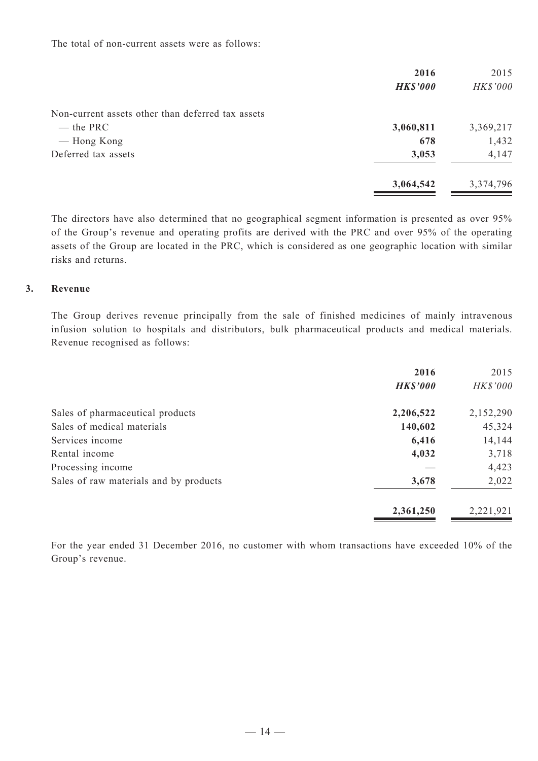The total of non-current assets were as follows:

| | **2016** | 2015 |
|---|---|---|
| | ***HK$'000*** | *HK$'000* |
| Non-current assets other than deferred tax assets | | |
| — the PRC | **3,060,811** | 3,369,217 |
| — Hong Kong | **678** | 1,432 |
| Deferred tax assets | **3,053** | 4,147 |
| | **3,064,542** | 3,374,796 |

The directors have also determined that no geographical segment information is presented as over 95% of the Group's revenue and operating profits are derived with the PRC and over 95% of the operating assets of the Group are located in the PRC, which is considered as one geographic location with similar risks and returns.

## 3. Revenue

The Group derives revenue principally from the sale of finished medicines of mainly intravenous infusion solution to hospitals and distributors, bulk pharmaceutical products and medical materials. Revenue recognised as follows:

| | **2016** | 2015 |
|---|---|---|
| | ***HK$'000*** | *HK$'000* |
| Sales of pharmaceutical products | **2,206,522** | 2,152,290 |
| Sales of medical materials | **140,602** | 45,324 |
| Services income | **6,416** | 14,144 |
| Rental income | **4,032** | 3,718 |
| Processing income | **—** | 4,423 |
| Sales of raw materials and by products | **3,678** | 2,022 |
| | **2,361,250** | 2,221,921 |

For the year ended 31 December 2016, no customer with whom transactions have exceeded 10% of the Group's revenue.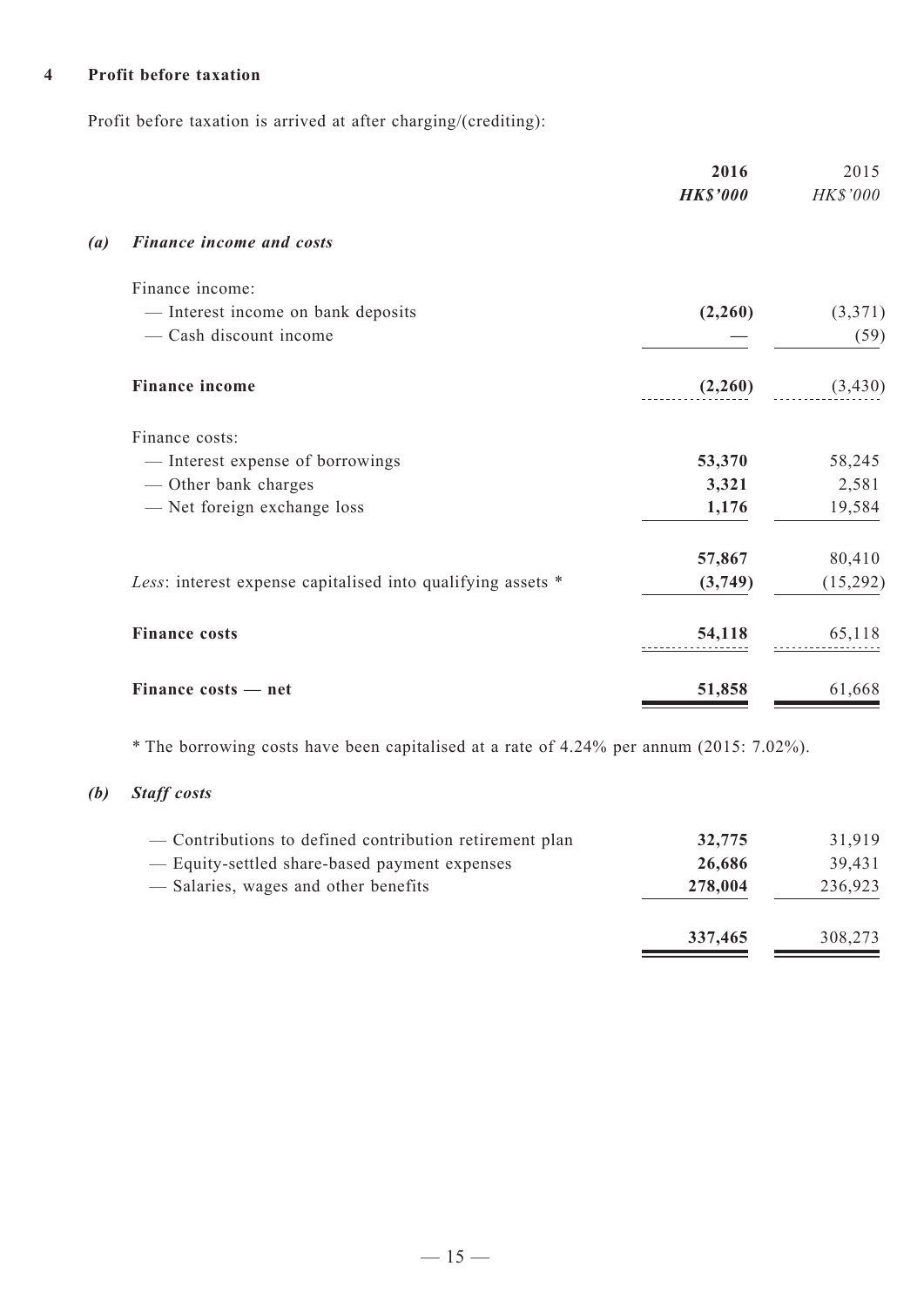## 4 Profit before taxation

Profit before taxation is arrived at after charging/(crediting):

| | **2016** | 2015 |
|---|---|---|
| | ***HK$'000*** | *HK$'000* |
| ***(a) Finance income and costs*** | | |
| Finance income: | | |
| — Interest income on bank deposits | **(2,260)** | (3,371) |
| — Cash discount income | **—** | (59) |
| **Finance income** | **(2,260)** | (3,430) |
| Finance costs: | | |
| — Interest expense of borrowings | **53,370** | 58,245 |
| — Other bank charges | **3,321** | 2,581 |
| — Net foreign exchange loss | **1,176** | 19,584 |
| | **57,867** | 80,410 |
| *Less*: interest expense capitalised into qualifying assets * | **(3,749)** | (15,292) |
| **Finance costs** | **54,118** | 65,118 |
| **Finance costs — net** | **51,858** | 61,668 |

* The borrowing costs have been capitalised at a rate of 4.24% per annum (2015: 7.02%).

***(b) Staff costs***

| | **2016** | 2015 |
|---|---|---|
| — Contributions to defined contribution retirement plan | **32,775** | 31,919 |
| — Equity-settled share-based payment expenses | **26,686** | 39,431 |
| — Salaries, wages and other benefits | **278,004** | 236,923 |
| | **337,465** | 308,273 |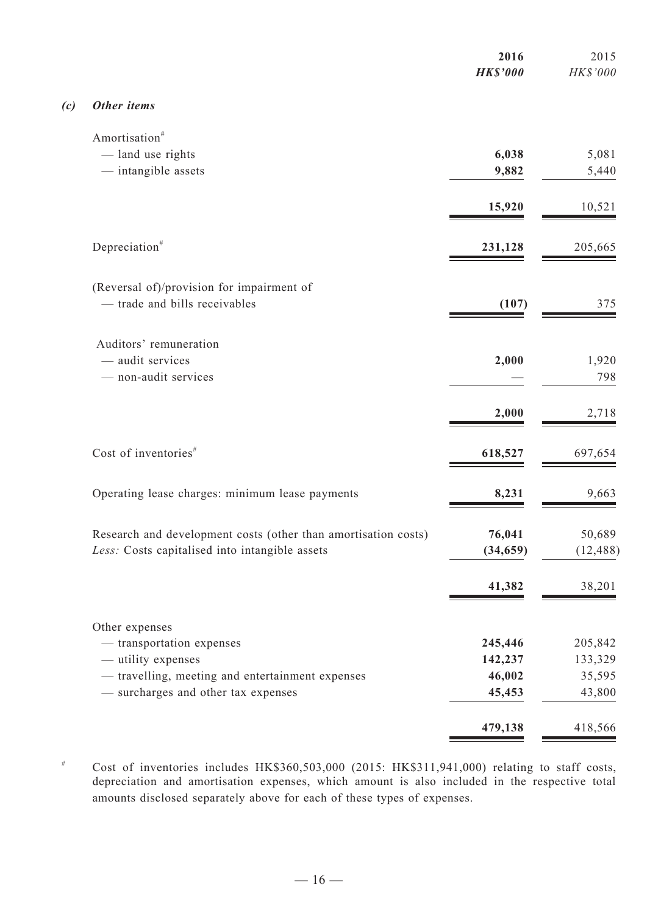| | 2016<br>*HK$'000* | 2015<br>*HK$'000* |
|---|---|---|
| ***(c) Other items*** | | |
| Amortisation# | | |
| — land use rights | **6,038** | 5,081 |
| — intangible assets | **9,882** | 5,440 |
| | **15,920** | 10,521 |
| Depreciation# | **231,128** | 205,665 |
| (Reversal of)/provision for impairment of | | |
| — trade and bills receivables | **(107)** | 375 |
| Auditors' remuneration | | |
| — audit services | **2,000** | 1,920 |
| — non-audit services | **—** | 798 |
| | **2,000** | 2,718 |
| Cost of inventories# | **618,527** | 697,654 |
| Operating lease charges: minimum lease payments | **8,231** | 9,663 |
| Research and development costs (other than amortisation costs) | **76,041** | 50,689 |
| *Less:* Costs capitalised into intangible assets | **(34,659)** | (12,488) |
| | **41,382** | 38,201 |
| Other expenses | | |
| — transportation expenses | **245,446** | 205,842 |
| — utility expenses | **142,237** | 133,329 |
| — travelling, meeting and entertainment expenses | **46,002** | 35,595 |
| — surcharges and other tax expenses | **45,453** | 43,800 |
| | **479,138** | 418,566 |

# Cost of inventories includes HK$360,503,000 (2015: HK$311,941,000) relating to staff costs, depreciation and amortisation expenses, which amount is also included in the respective total amounts disclosed separately above for each of these types of expenses.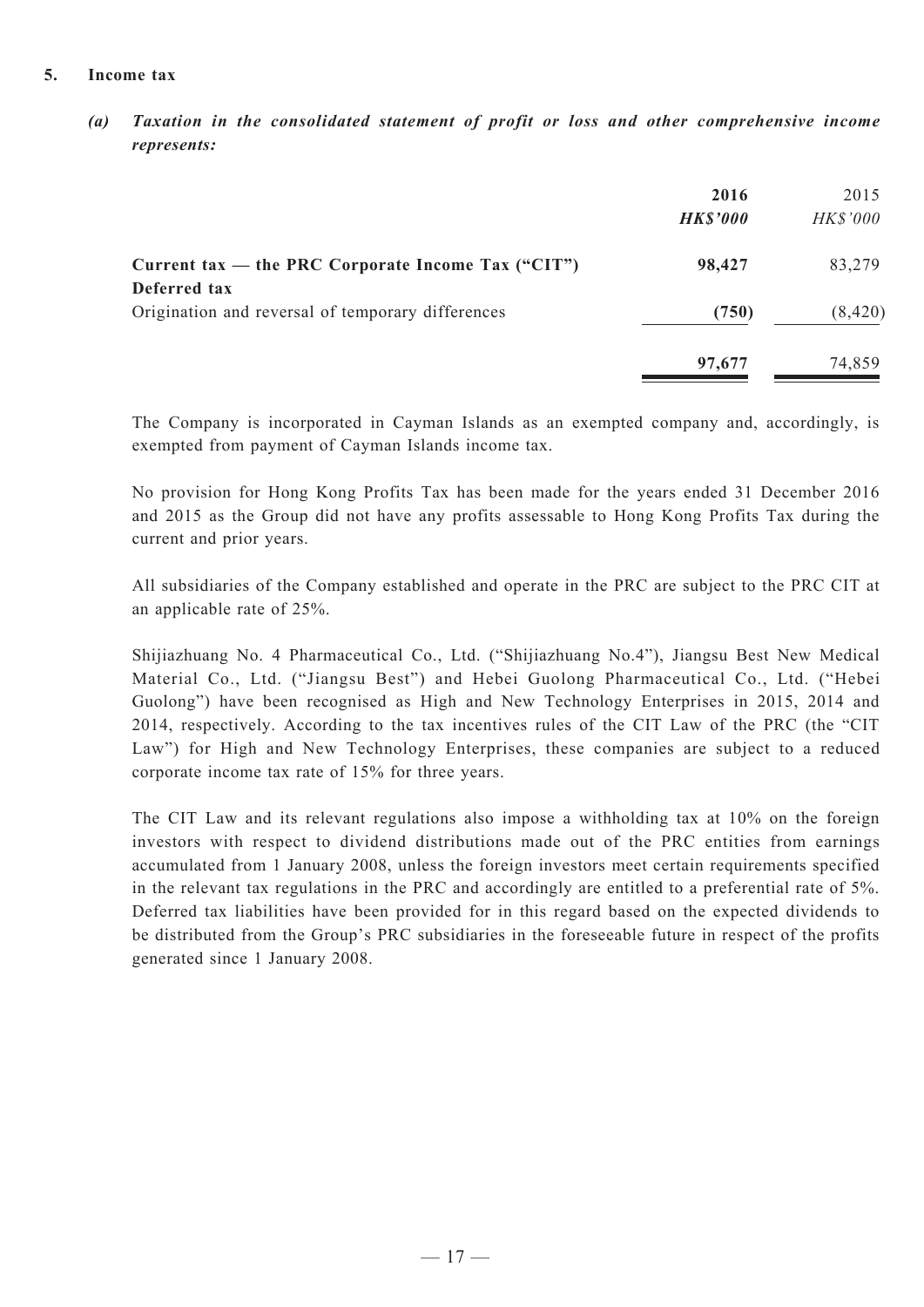## 5. Income tax

### *(a) Taxation in the consolidated statement of profit or loss and other comprehensive income represents:*

| | **2016** | 2015 |
|---|---|---|
| | ***HK$'000*** | *HK$'000* |
| **Current tax — the PRC Corporate Income Tax ("CIT")** | **98,427** | 83,279 |
| **Deferred tax** | | |
| Origination and reversal of temporary differences | **(750)** | (8,420) |
| | **97,677** | 74,859 |

The Company is incorporated in Cayman Islands as an exempted company and, accordingly, is exempted from payment of Cayman Islands income tax.

No provision for Hong Kong Profits Tax has been made for the years ended 31 December 2016 and 2015 as the Group did not have any profits assessable to Hong Kong Profits Tax during the current and prior years.

All subsidiaries of the Company established and operate in the PRC are subject to the PRC CIT at an applicable rate of 25%.

Shijiazhuang No. 4 Pharmaceutical Co., Ltd. ("Shijiazhuang No.4"), Jiangsu Best New Medical Material Co., Ltd. ("Jiangsu Best") and Hebei Guolong Pharmaceutical Co., Ltd. ("Hebei Guolong") have been recognised as High and New Technology Enterprises in 2015, 2014 and 2014, respectively. According to the tax incentives rules of the CIT Law of the PRC (the "CIT Law") for High and New Technology Enterprises, these companies are subject to a reduced corporate income tax rate of 15% for three years.

The CIT Law and its relevant regulations also impose a withholding tax at 10% on the foreign investors with respect to dividend distributions made out of the PRC entities from earnings accumulated from 1 January 2008, unless the foreign investors meet certain requirements specified in the relevant tax regulations in the PRC and accordingly are entitled to a preferential rate of 5%. Deferred tax liabilities have been provided for in this regard based on the expected dividends to be distributed from the Group's PRC subsidiaries in the foreseeable future in respect of the profits generated since 1 January 2008.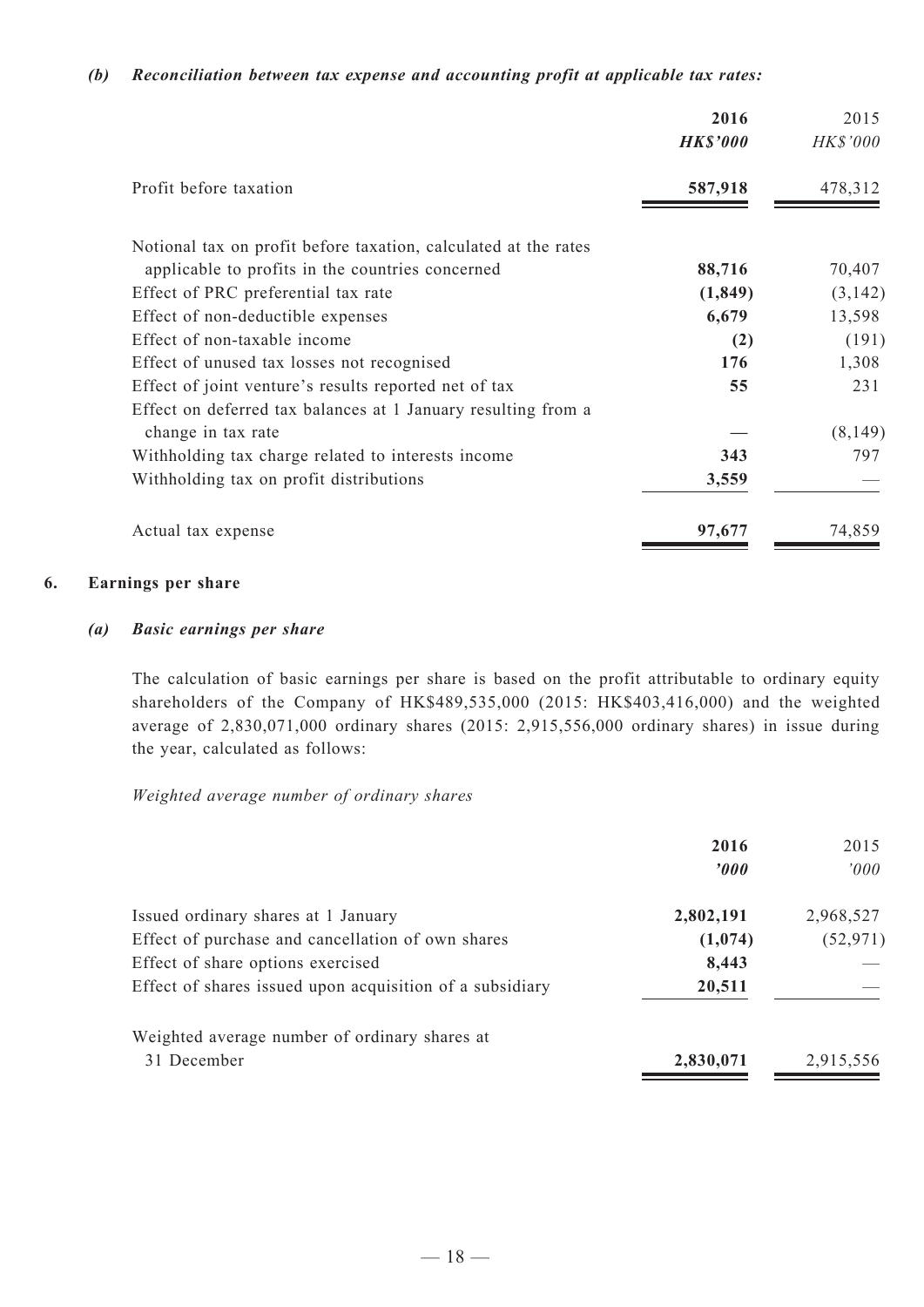*(b) Reconciliation between tax expense and accounting profit at applicable tax rates:*

| | **2016** | 2015 |
|---|---|---|
| | ***HK$'000*** | *HK$'000* |
| Profit before taxation | **587,918** | 478,312 |
| Notional tax on profit before taxation, calculated at the rates applicable to profits in the countries concerned | **88,716** | 70,407 |
| Effect of PRC preferential tax rate | **(1,849)** | (3,142) |
| Effect of non-deductible expenses | **6,679** | 13,598 |
| Effect of non-taxable income | **(2)** | (191) |
| Effect of unused tax losses not recognised | **176** | 1,308 |
| Effect of joint venture's results reported net of tax | **55** | 231 |
| Effect on deferred tax balances at 1 January resulting from a change in tax rate | **—** | (8,149) |
| Withholding tax charge related to interests income | **343** | 797 |
| Withholding tax on profit distributions | **3,559** | — |
| Actual tax expense | **97,677** | 74,859 |

## 6. Earnings per share

### *(a) Basic earnings per share*

The calculation of basic earnings per share is based on the profit attributable to ordinary equity shareholders of the Company of HK$489,535,000 (2015: HK$403,416,000) and the weighted average of 2,830,071,000 ordinary shares (2015: 2,915,556,000 ordinary shares) in issue during the year, calculated as follows:

*Weighted average number of ordinary shares*

| | **2016** | 2015 |
|---|---|---|
| | ***'000*** | *'000* |
| Issued ordinary shares at 1 January | **2,802,191** | 2,968,527 |
| Effect of purchase and cancellation of own shares | **(1,074)** | (52,971) |
| Effect of share options exercised | **8,443** | — |
| Effect of shares issued upon acquisition of a subsidiary | **20,511** | — |
| Weighted average number of ordinary shares at 31 December | **2,830,071** | 2,915,556 |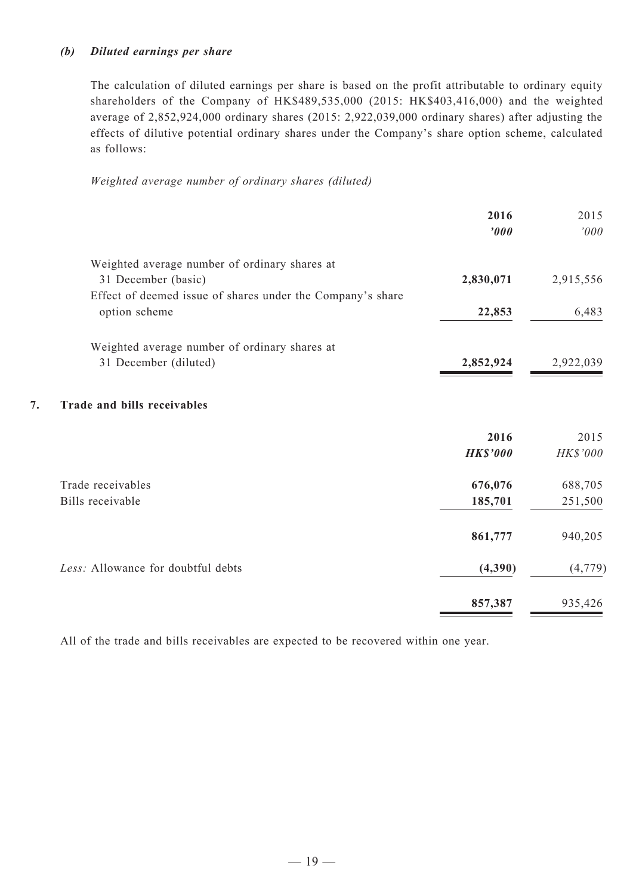*(b) Diluted earnings per share*

The calculation of diluted earnings per share is based on the profit attributable to ordinary equity shareholders of the Company of HK$489,535,000 (2015: HK$403,416,000) and the weighted average of 2,852,924,000 ordinary shares (2015: 2,922,039,000 ordinary shares) after adjusting the effects of dilutive potential ordinary shares under the Company's share option scheme, calculated as follows:

*Weighted average number of ordinary shares (diluted)*

| | **2016** | 2015 |
|---|---|---|
| | ***'000*** | *'000* |
| Weighted average number of ordinary shares at 31 December (basic) | **2,830,071** | 2,915,556 |
| Effect of deemed issue of shares under the Company's share option scheme | **22,853** | 6,483 |
| Weighted average number of ordinary shares at 31 December (diluted) | **2,852,924** | 2,922,039 |

## 7. Trade and bills receivables

| | **2016** | 2015 |
|---|---|---|
| | ***HK$'000*** | *HK$'000* |
| Trade receivables | **676,076** | 688,705 |
| Bills receivable | **185,701** | 251,500 |
| | **861,777** | 940,205 |
| *Less:* Allowance for doubtful debts | **(4,390)** | (4,779) |
| | **857,387** | 935,426 |

All of the trade and bills receivables are expected to be recovered within one year.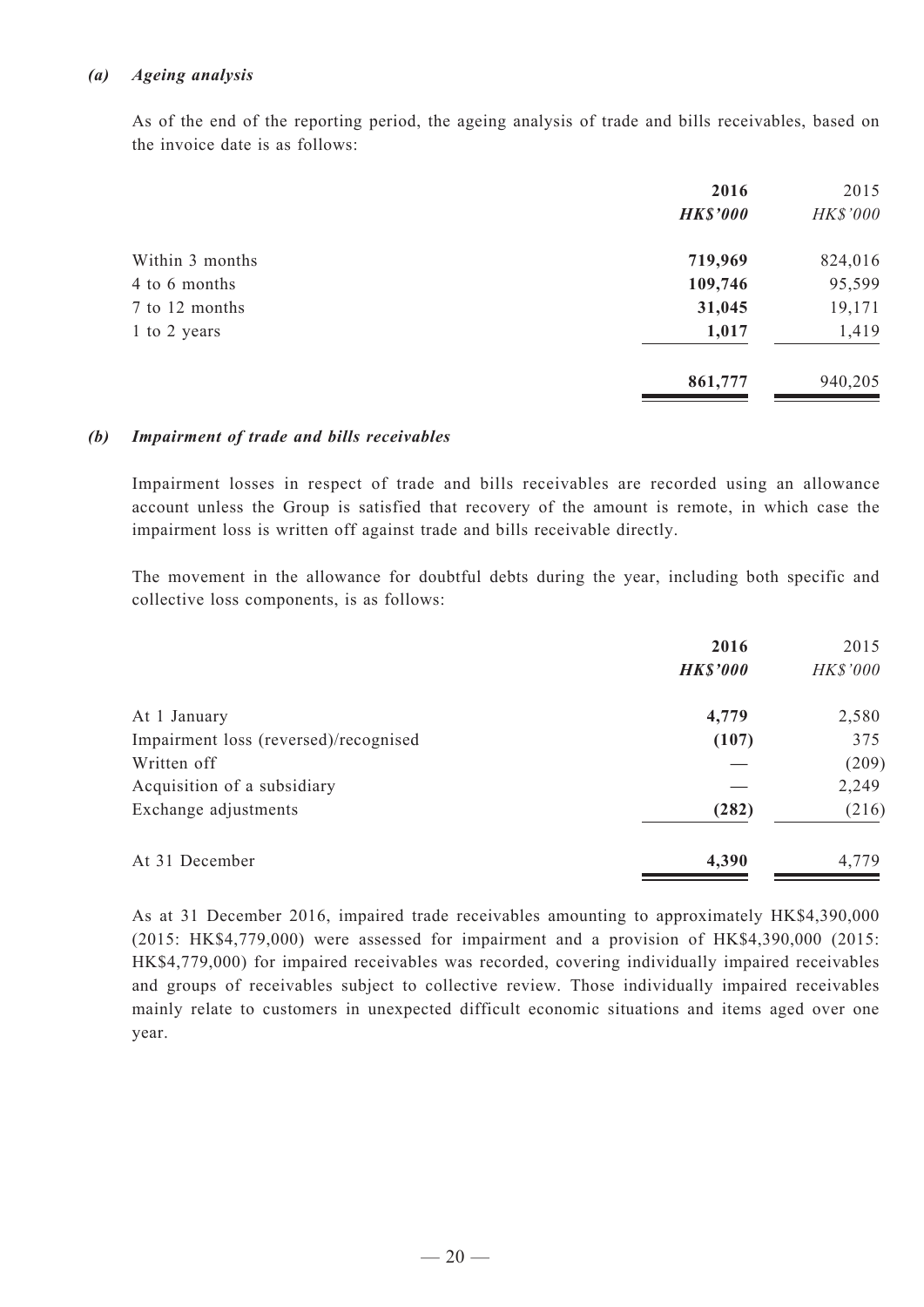### *(a) Ageing analysis*

As of the end of the reporting period, the ageing analysis of trade and bills receivables, based on the invoice date is as follows:

| | **2016** | 2015 |
|---|---|---|
| | ***HK$'000*** | *HK$'000* |
| Within 3 months | **719,969** | 824,016 |
| 4 to 6 months | **109,746** | 95,599 |
| 7 to 12 months | **31,045** | 19,171 |
| 1 to 2 years | **1,017** | 1,419 |
| | **861,777** | 940,205 |

### *(b) Impairment of trade and bills receivables*

Impairment losses in respect of trade and bills receivables are recorded using an allowance account unless the Group is satisfied that recovery of the amount is remote, in which case the impairment loss is written off against trade and bills receivable directly.

The movement in the allowance for doubtful debts during the year, including both specific and collective loss components, is as follows:

| | **2016** | 2015 |
|---|---|---|
| | ***HK$'000*** | *HK$'000* |
| At 1 January | **4,779** | 2,580 |
| Impairment loss (reversed)/recognised | **(107)** | 375 |
| Written off | **—** | (209) |
| Acquisition of a subsidiary | **—** | 2,249 |
| Exchange adjustments | **(282)** | (216) |
| At 31 December | **4,390** | 4,779 |

As at 31 December 2016, impaired trade receivables amounting to approximately HK$4,390,000 (2015: HK$4,779,000) were assessed for impairment and a provision of HK$4,390,000 (2015: HK$4,779,000) for impaired receivables was recorded, covering individually impaired receivables and groups of receivables subject to collective review. Those individually impaired receivables mainly relate to customers in unexpected difficult economic situations and items aged over one year.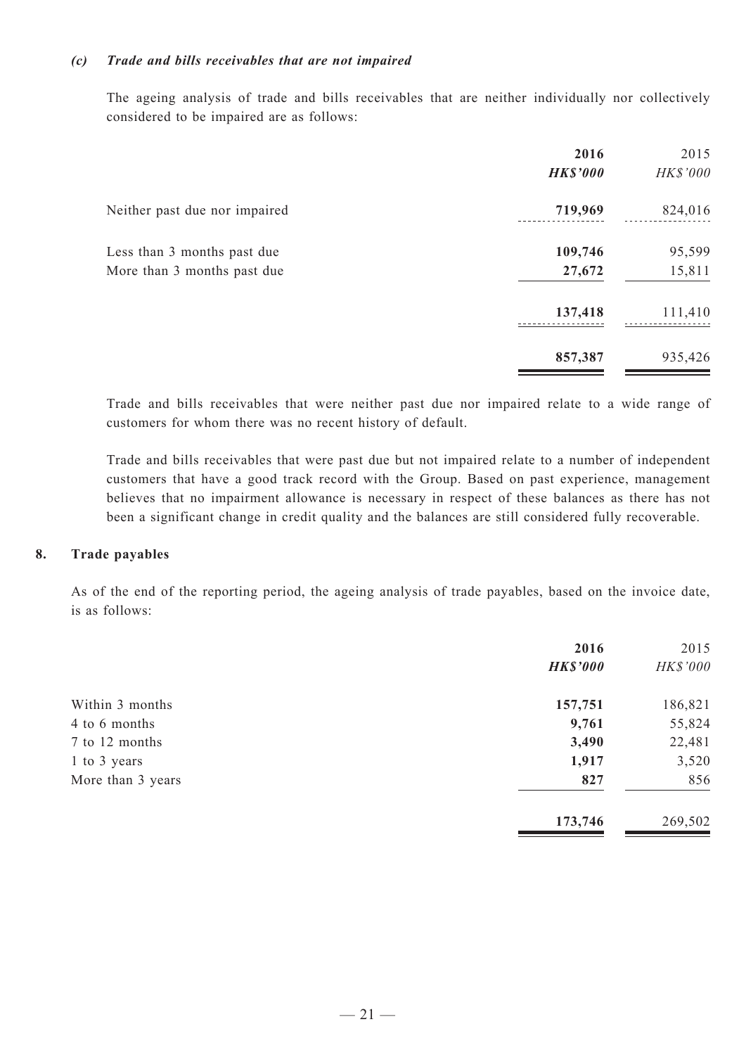### *(c) Trade and bills receivables that are not impaired*

The ageing analysis of trade and bills receivables that are neither individually nor collectively considered to be impaired are as follows:

| | **2016** | 2015 |
|---|---|---|
| | ***HK$'000*** | *HK$'000* |
| Neither past due nor impaired | **719,969** | 824,016 |
| Less than 3 months past due | **109,746** | 95,599 |
| More than 3 months past due | **27,672** | 15,811 |
| | **137,418** | 111,410 |
| | **857,387** | 935,426 |

Trade and bills receivables that were neither past due nor impaired relate to a wide range of customers for whom there was no recent history of default.

Trade and bills receivables that were past due but not impaired relate to a number of independent customers that have a good track record with the Group. Based on past experience, management believes that no impairment allowance is necessary in respect of these balances as there has not been a significant change in credit quality and the balances are still considered fully recoverable.

## 8. Trade payables

As of the end of the reporting period, the ageing analysis of trade payables, based on the invoice date, is as follows:

| | **2016** | 2015 |
|---|---|---|
| | ***HK$'000*** | *HK$'000* |
| Within 3 months | **157,751** | 186,821 |
| 4 to 6 months | **9,761** | 55,824 |
| 7 to 12 months | **3,490** | 22,481 |
| 1 to 3 years | **1,917** | 3,520 |
| More than 3 years | **827** | 856 |
| | **173,746** | 269,502 |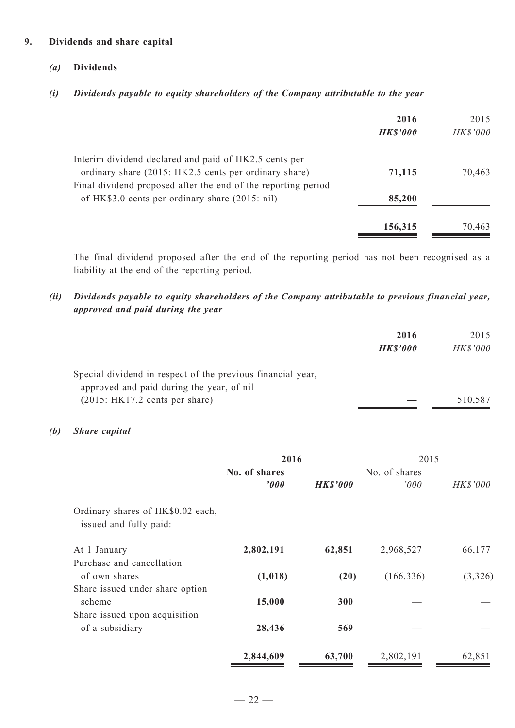## 9. Dividends and share capital

### *(a)* Dividends

#### *(i) Dividends payable to equity shareholders of the Company attributable to the year*

| | **2016** | 2015 |
|---|---|---|
| | ***HK$'000*** | *HK$'000* |
| Interim dividend declared and paid of HK2.5 cents per ordinary share (2015: HK2.5 cents per ordinary share) | **71,115** | 70,463 |
| Final dividend proposed after the end of the reporting period of HK$3.0 cents per ordinary share (2015: nil) | **85,200** | — |
| | **156,315** | 70,463 |

The final dividend proposed after the end of the reporting period has not been recognised as a liability at the end of the reporting period.

#### *(ii) Dividends payable to equity shareholders of the Company attributable to previous financial year, approved and paid during the year*

| | **2016** | 2015 |
|---|---|---|
| | ***HK$'000*** | *HK$'000* |
| Special dividend in respect of the previous financial year, approved and paid during the year, of nil (2015: HK17.2 cents per share) | — | 510,587 |

### *(b) Share capital*

| | **2016** | | 2015 | |
|---|---|---|---|---|
| | **No. of shares** | | No. of shares | |
| | ***'000*** | ***HK$'000*** | *'000* | *HK$'000* |
| Ordinary shares of HK$0.02 each, issued and fully paid: | | | | |
| At 1 January | **2,802,191** | **62,851** | 2,968,527 | 66,177 |
| Purchase and cancellation of own shares | **(1,018)** | **(20)** | (166,336) | (3,326) |
| Share issued under share option scheme | **15,000** | **300** | — | — |
| Share issued upon acquisition of a subsidiary | **28,436** | **569** | — | — |
| | **2,844,609** | **63,700** | 2,802,191 | 62,851 |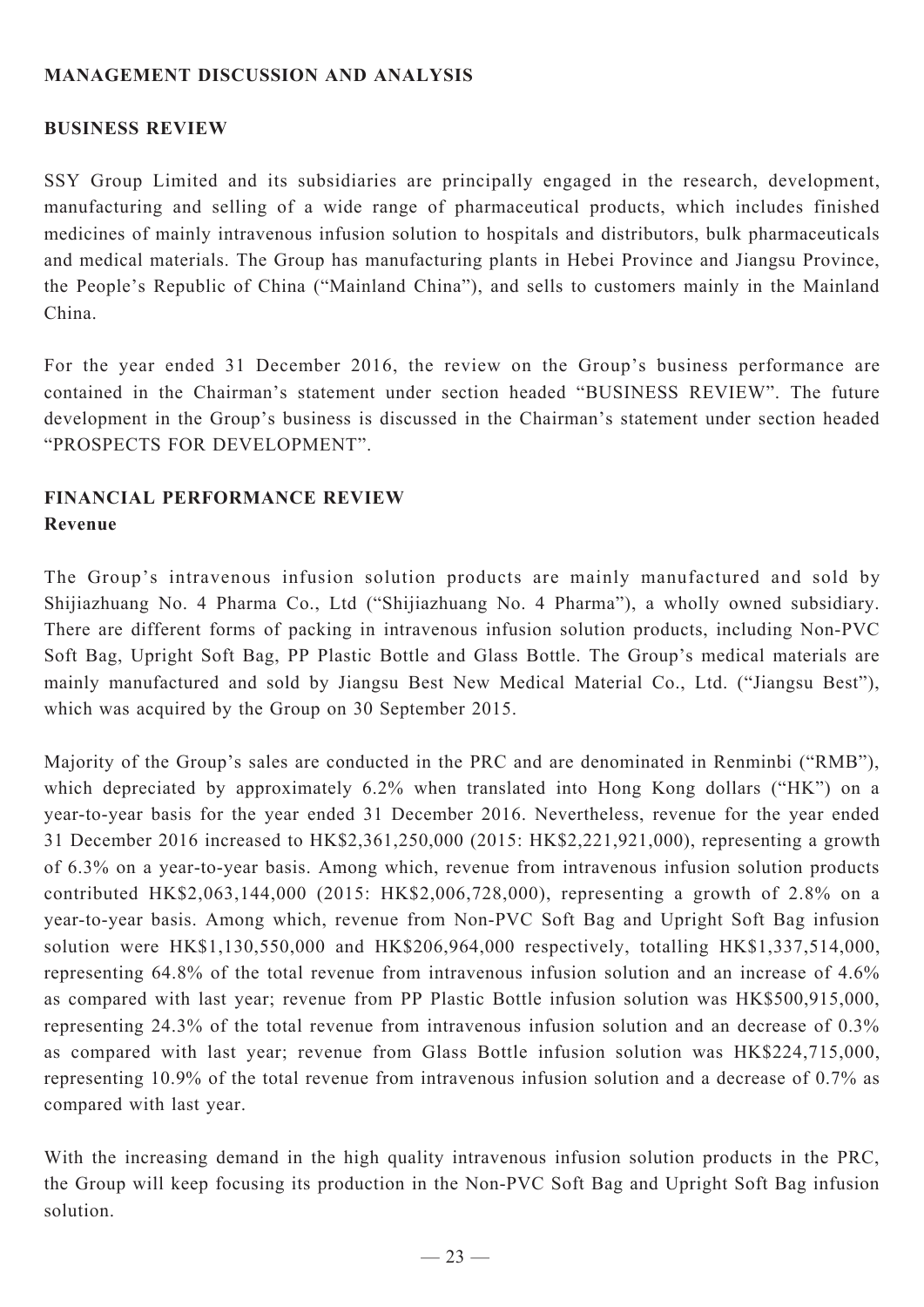## MANAGEMENT DISCUSSION AND ANALYSIS

### BUSINESS REVIEW

SSY Group Limited and its subsidiaries are principally engaged in the research, development, manufacturing and selling of a wide range of pharmaceutical products, which includes finished medicines of mainly intravenous infusion solution to hospitals and distributors, bulk pharmaceuticals and medical materials. The Group has manufacturing plants in Hebei Province and Jiangsu Province, the People's Republic of China ("Mainland China"), and sells to customers mainly in the Mainland China.

For the year ended 31 December 2016, the review on the Group's business performance are contained in the Chairman's statement under section headed "BUSINESS REVIEW". The future development in the Group's business is discussed in the Chairman's statement under section headed "PROSPECTS FOR DEVELOPMENT".

### FINANCIAL PERFORMANCE REVIEW

**Revenue**

The Group's intravenous infusion solution products are mainly manufactured and sold by Shijiazhuang No. 4 Pharma Co., Ltd ("Shijiazhuang No. 4 Pharma"), a wholly owned subsidiary. There are different forms of packing in intravenous infusion solution products, including Non-PVC Soft Bag, Upright Soft Bag, PP Plastic Bottle and Glass Bottle. The Group's medical materials are mainly manufactured and sold by Jiangsu Best New Medical Material Co., Ltd. ("Jiangsu Best"), which was acquired by the Group on 30 September 2015.

Majority of the Group's sales are conducted in the PRC and are denominated in Renminbi ("RMB"), which depreciated by approximately 6.2% when translated into Hong Kong dollars ("HK") on a year-to-year basis for the year ended 31 December 2016. Nevertheless, revenue for the year ended 31 December 2016 increased to HK$2,361,250,000 (2015: HK$2,221,921,000), representing a growth of 6.3% on a year-to-year basis. Among which, revenue from intravenous infusion solution products contributed HK$2,063,144,000 (2015: HK$2,006,728,000), representing a growth of 2.8% on a year-to-year basis. Among which, revenue from Non-PVC Soft Bag and Upright Soft Bag infusion solution were HK$1,130,550,000 and HK$206,964,000 respectively, totalling HK$1,337,514,000, representing 64.8% of the total revenue from intravenous infusion solution and an increase of 4.6% as compared with last year; revenue from PP Plastic Bottle infusion solution was HK$500,915,000, representing 24.3% of the total revenue from intravenous infusion solution and an decrease of 0.3% as compared with last year; revenue from Glass Bottle infusion solution was HK$224,715,000, representing 10.9% of the total revenue from intravenous infusion solution and a decrease of 0.7% as compared with last year.

With the increasing demand in the high quality intravenous infusion solution products in the PRC, the Group will keep focusing its production in the Non-PVC Soft Bag and Upright Soft Bag infusion solution.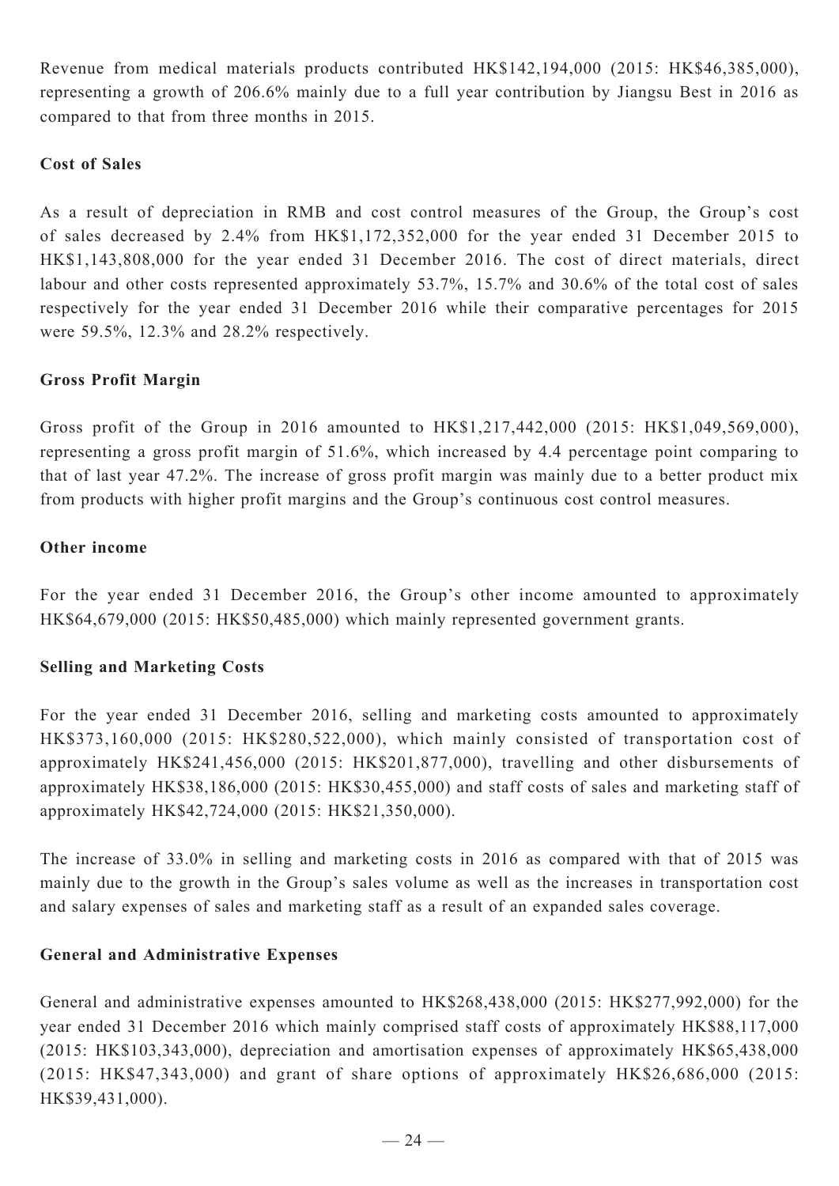Revenue from medical materials products contributed HK$142,194,000 (2015: HK$46,385,000), representing a growth of 206.6% mainly due to a full year contribution by Jiangsu Best in 2016 as compared to that from three months in 2015.

### Cost of Sales

As a result of depreciation in RMB and cost control measures of the Group, the Group's cost of sales decreased by 2.4% from HK$1,172,352,000 for the year ended 31 December 2015 to HK$1,143,808,000 for the year ended 31 December 2016. The cost of direct materials, direct labour and other costs represented approximately 53.7%, 15.7% and 30.6% of the total cost of sales respectively for the year ended 31 December 2016 while their comparative percentages for 2015 were 59.5%, 12.3% and 28.2% respectively.

### Gross Profit Margin

Gross profit of the Group in 2016 amounted to HK$1,217,442,000 (2015: HK$1,049,569,000), representing a gross profit margin of 51.6%, which increased by 4.4 percentage point comparing to that of last year 47.2%. The increase of gross profit margin was mainly due to a better product mix from products with higher profit margins and the Group's continuous cost control measures.

### Other income

For the year ended 31 December 2016, the Group's other income amounted to approximately HK$64,679,000 (2015: HK$50,485,000) which mainly represented government grants.

### Selling and Marketing Costs

For the year ended 31 December 2016, selling and marketing costs amounted to approximately HK$373,160,000 (2015: HK$280,522,000), which mainly consisted of transportation cost of approximately HK$241,456,000 (2015: HK$201,877,000), travelling and other disbursements of approximately HK$38,186,000 (2015: HK$30,455,000) and staff costs of sales and marketing staff of approximately HK$42,724,000 (2015: HK$21,350,000).

The increase of 33.0% in selling and marketing costs in 2016 as compared with that of 2015 was mainly due to the growth in the Group's sales volume as well as the increases in transportation cost and salary expenses of sales and marketing staff as a result of an expanded sales coverage.

### General and Administrative Expenses

General and administrative expenses amounted to HK$268,438,000 (2015: HK$277,992,000) for the year ended 31 December 2016 which mainly comprised staff costs of approximately HK$88,117,000 (2015: HK$103,343,000), depreciation and amortisation expenses of approximately HK$65,438,000 (2015: HK$47,343,000) and grant of share options of approximately HK$26,686,000 (2015: HK$39,431,000).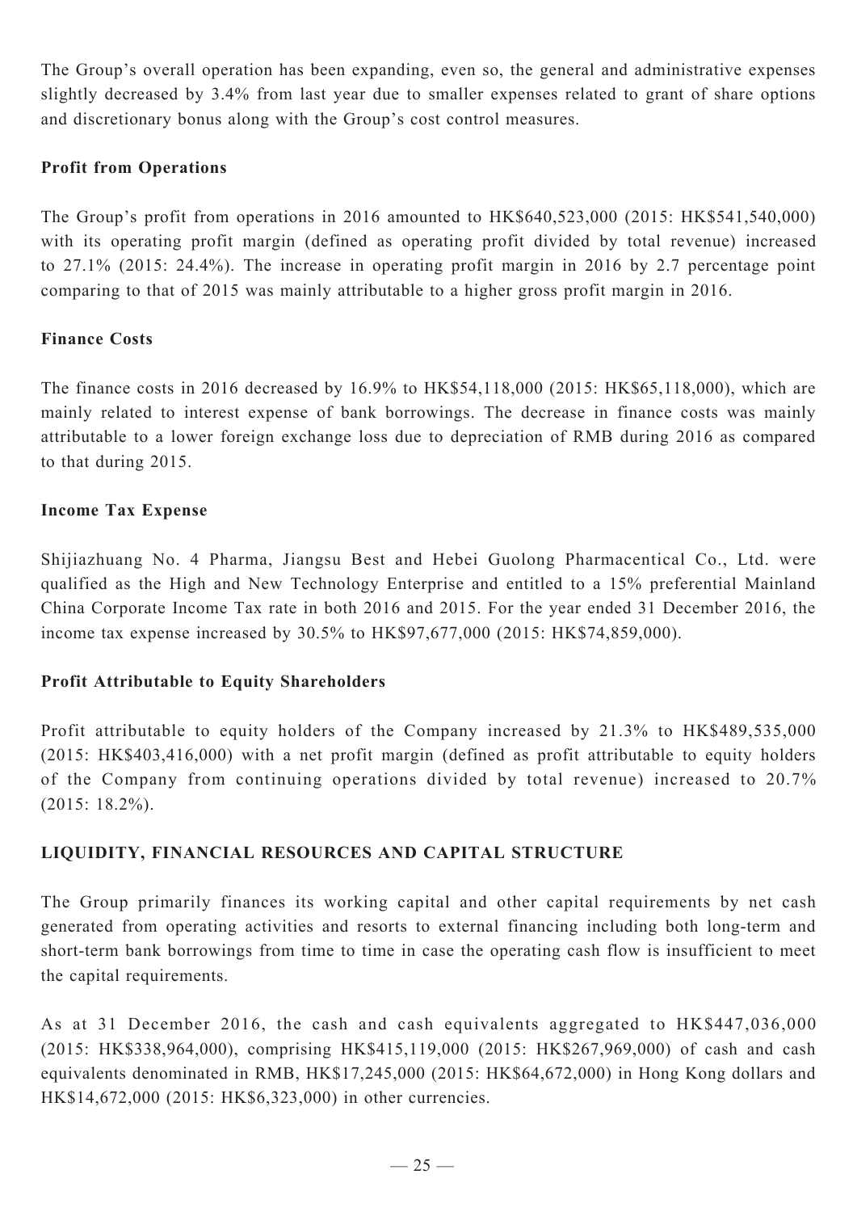The Group's overall operation has been expanding, even so, the general and administrative expenses slightly decreased by 3.4% from last year due to smaller expenses related to grant of share options and discretionary bonus along with the Group's cost control measures.

**Profit from Operations**

The Group's profit from operations in 2016 amounted to HK$640,523,000 (2015: HK$541,540,000) with its operating profit margin (defined as operating profit divided by total revenue) increased to 27.1% (2015: 24.4%). The increase in operating profit margin in 2016 by 2.7 percentage point comparing to that of 2015 was mainly attributable to a higher gross profit margin in 2016.

**Finance Costs**

The finance costs in 2016 decreased by 16.9% to HK$54,118,000 (2015: HK$65,118,000), which are mainly related to interest expense of bank borrowings. The decrease in finance costs was mainly attributable to a lower foreign exchange loss due to depreciation of RMB during 2016 as compared to that during 2015.

**Income Tax Expense**

Shijiazhuang No. 4 Pharma, Jiangsu Best and Hebei Guolong Pharmacentical Co., Ltd. were qualified as the High and New Technology Enterprise and entitled to a 15% preferential Mainland China Corporate Income Tax rate in both 2016 and 2015. For the year ended 31 December 2016, the income tax expense increased by 30.5% to HK$97,677,000 (2015: HK$74,859,000).

**Profit Attributable to Equity Shareholders**

Profit attributable to equity holders of the Company increased by 21.3% to HK$489,535,000 (2015: HK$403,416,000) with a net profit margin (defined as profit attributable to equity holders of the Company from continuing operations divided by total revenue) increased to 20.7% (2015: 18.2%).

**LIQUIDITY, FINANCIAL RESOURCES AND CAPITAL STRUCTURE**

The Group primarily finances its working capital and other capital requirements by net cash generated from operating activities and resorts to external financing including both long-term and short-term bank borrowings from time to time in case the operating cash flow is insufficient to meet the capital requirements.

As at 31 December 2016, the cash and cash equivalents aggregated to HK$447,036,000 (2015: HK$338,964,000), comprising HK$415,119,000 (2015: HK$267,969,000) of cash and cash equivalents denominated in RMB, HK$17,245,000 (2015: HK$64,672,000) in Hong Kong dollars and HK$14,672,000 (2015: HK$6,323,000) in other currencies.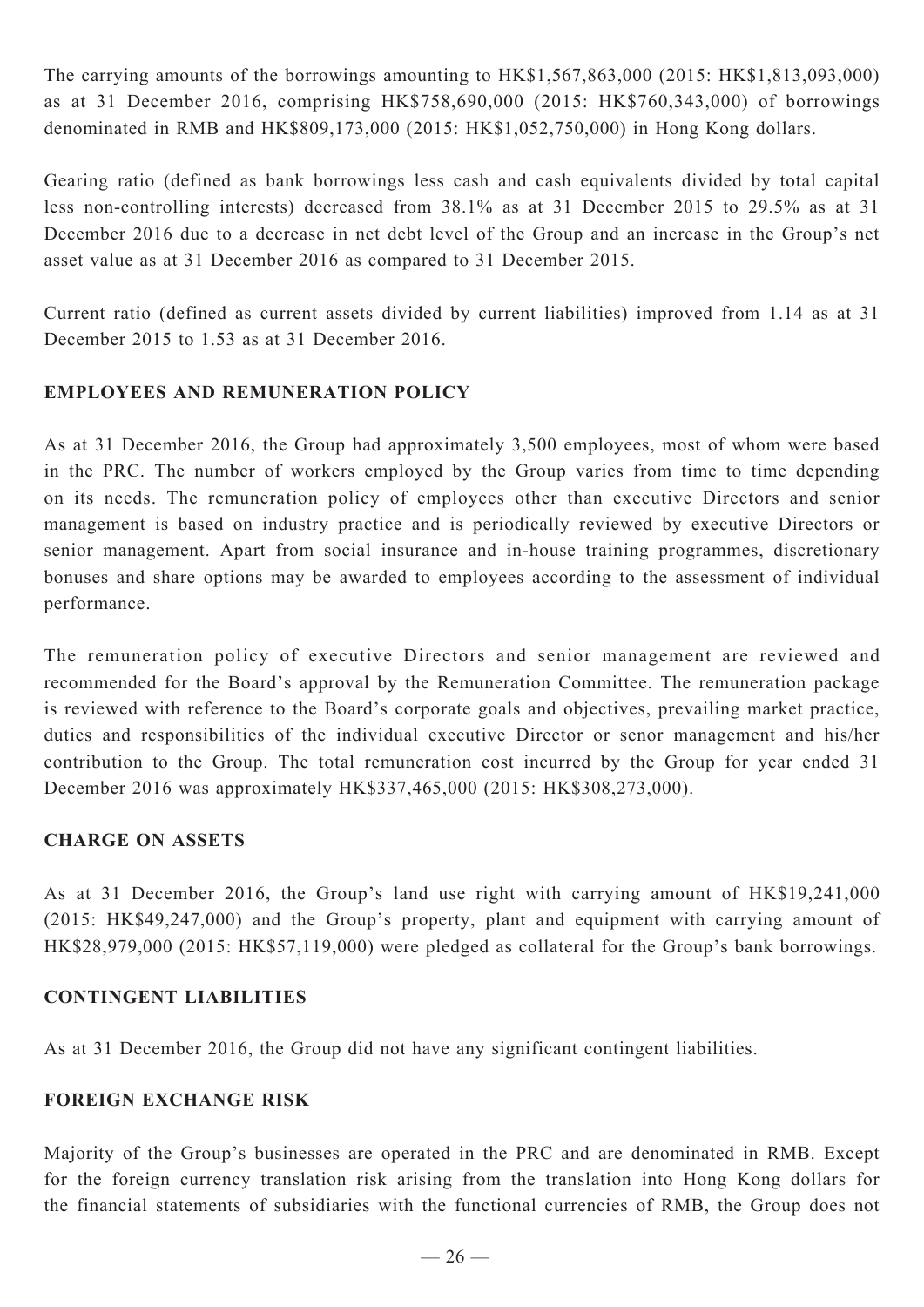The carrying amounts of the borrowings amounting to HK$1,567,863,000 (2015: HK$1,813,093,000) as at 31 December 2016, comprising HK$758,690,000 (2015: HK$760,343,000) of borrowings denominated in RMB and HK$809,173,000 (2015: HK$1,052,750,000) in Hong Kong dollars.

Gearing ratio (defined as bank borrowings less cash and cash equivalents divided by total capital less non-controlling interests) decreased from 38.1% as at 31 December 2015 to 29.5% as at 31 December 2016 due to a decrease in net debt level of the Group and an increase in the Group's net asset value as at 31 December 2016 as compared to 31 December 2015.

Current ratio (defined as current assets divided by current liabilities) improved from 1.14 as at 31 December 2015 to 1.53 as at 31 December 2016.

## EMPLOYEES AND REMUNERATION POLICY

As at 31 December 2016, the Group had approximately 3,500 employees, most of whom were based in the PRC. The number of workers employed by the Group varies from time to time depending on its needs. The remuneration policy of employees other than executive Directors and senior management is based on industry practice and is periodically reviewed by executive Directors or senior management. Apart from social insurance and in-house training programmes, discretionary bonuses and share options may be awarded to employees according to the assessment of individual performance.

The remuneration policy of executive Directors and senior management are reviewed and recommended for the Board's approval by the Remuneration Committee. The remuneration package is reviewed with reference to the Board's corporate goals and objectives, prevailing market practice, duties and responsibilities of the individual executive Director or senor management and his/her contribution to the Group. The total remuneration cost incurred by the Group for year ended 31 December 2016 was approximately HK$337,465,000 (2015: HK$308,273,000).

## CHARGE ON ASSETS

As at 31 December 2016, the Group's land use right with carrying amount of HK$19,241,000 (2015: HK$49,247,000) and the Group's property, plant and equipment with carrying amount of HK$28,979,000 (2015: HK$57,119,000) were pledged as collateral for the Group's bank borrowings.

## CONTINGENT LIABILITIES

As at 31 December 2016, the Group did not have any significant contingent liabilities.

## FOREIGN EXCHANGE RISK

Majority of the Group's businesses are operated in the PRC and are denominated in RMB. Except for the foreign currency translation risk arising from the translation into Hong Kong dollars for the financial statements of subsidiaries with the functional currencies of RMB, the Group does not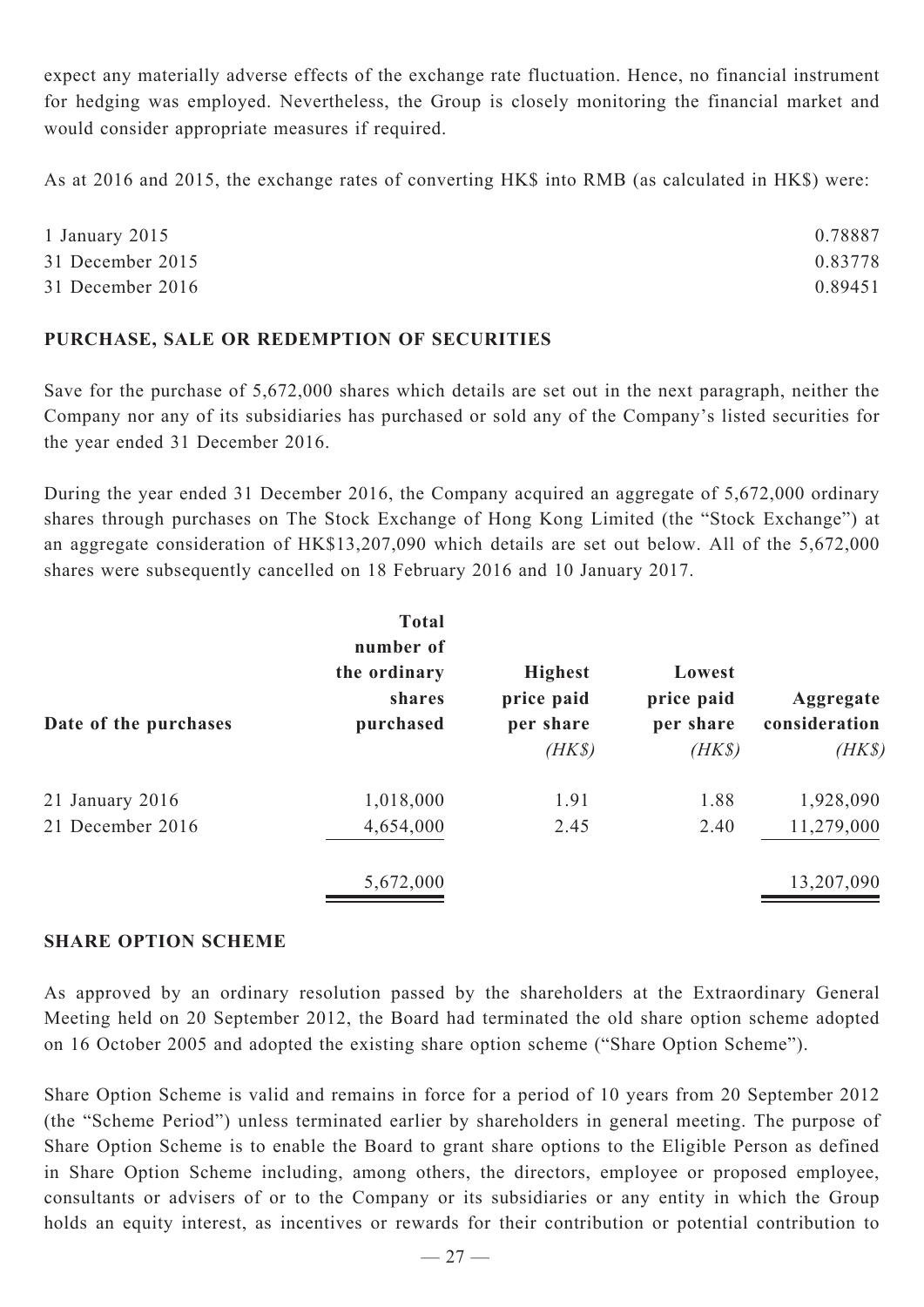expect any materially adverse effects of the exchange rate fluctuation. Hence, no financial instrument for hedging was employed. Nevertheless, the Group is closely monitoring the financial market and would consider appropriate measures if required.

As at 2016 and 2015, the exchange rates of converting HK$ into RMB (as calculated in HK$) were:

| | |
|---|---|
| 1 January 2015 | 0.78887 |
| 31 December 2015 | 0.83778 |
| 31 December 2016 | 0.89451 |

## PURCHASE, SALE OR REDEMPTION OF SECURITIES

Save for the purchase of 5,672,000 shares which details are set out in the next paragraph, neither the Company nor any of its subsidiaries has purchased or sold any of the Company's listed securities for the year ended 31 December 2016.

During the year ended 31 December 2016, the Company acquired an aggregate of 5,672,000 ordinary shares through purchases on The Stock Exchange of Hong Kong Limited (the "Stock Exchange") at an aggregate consideration of HK$13,207,090 which details are set out below. All of the 5,672,000 shares were subsequently cancelled on 18 February 2016 and 10 January 2017.

| Date of the purchases | Total number of the ordinary shares purchased | Highest price paid per share *(HK$)* | Lowest price paid per share *(HK$)* | Aggregate consideration *(HK$)* |
|---|---|---|---|---|
| 21 January 2016 | 1,018,000 | 1.91 | 1.88 | 1,928,090 |
| 21 December 2016 | 4,654,000 | 2.45 | 2.40 | 11,279,000 |
| | 5,672,000 | | | 13,207,090 |

## SHARE OPTION SCHEME

As approved by an ordinary resolution passed by the shareholders at the Extraordinary General Meeting held on 20 September 2012, the Board had terminated the old share option scheme adopted on 16 October 2005 and adopted the existing share option scheme ("Share Option Scheme").

Share Option Scheme is valid and remains in force for a period of 10 years from 20 September 2012 (the "Scheme Period") unless terminated earlier by shareholders in general meeting. The purpose of Share Option Scheme is to enable the Board to grant share options to the Eligible Person as defined in Share Option Scheme including, among others, the directors, employee or proposed employee, consultants or advisers of or to the Company or its subsidiaries or any entity in which the Group holds an equity interest, as incentives or rewards for their contribution or potential contribution to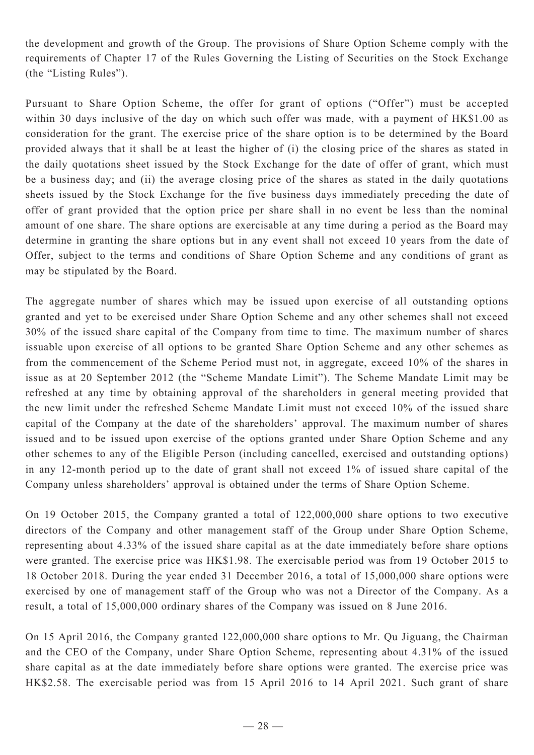the development and growth of the Group. The provisions of Share Option Scheme comply with the requirements of Chapter 17 of the Rules Governing the Listing of Securities on the Stock Exchange (the "Listing Rules").

Pursuant to Share Option Scheme, the offer for grant of options ("Offer") must be accepted within 30 days inclusive of the day on which such offer was made, with a payment of HK$1.00 as consideration for the grant. The exercise price of the share option is to be determined by the Board provided always that it shall be at least the higher of (i) the closing price of the shares as stated in the daily quotations sheet issued by the Stock Exchange for the date of offer of grant, which must be a business day; and (ii) the average closing price of the shares as stated in the daily quotations sheets issued by the Stock Exchange for the five business days immediately preceding the date of offer of grant provided that the option price per share shall in no event be less than the nominal amount of one share. The share options are exercisable at any time during a period as the Board may determine in granting the share options but in any event shall not exceed 10 years from the date of Offer, subject to the terms and conditions of Share Option Scheme and any conditions of grant as may be stipulated by the Board.

The aggregate number of shares which may be issued upon exercise of all outstanding options granted and yet to be exercised under Share Option Scheme and any other schemes shall not exceed 30% of the issued share capital of the Company from time to time. The maximum number of shares issuable upon exercise of all options to be granted Share Option Scheme and any other schemes as from the commencement of the Scheme Period must not, in aggregate, exceed 10% of the shares in issue as at 20 September 2012 (the "Scheme Mandate Limit"). The Scheme Mandate Limit may be refreshed at any time by obtaining approval of the shareholders in general meeting provided that the new limit under the refreshed Scheme Mandate Limit must not exceed 10% of the issued share capital of the Company at the date of the shareholders' approval. The maximum number of shares issued and to be issued upon exercise of the options granted under Share Option Scheme and any other schemes to any of the Eligible Person (including cancelled, exercised and outstanding options) in any 12-month period up to the date of grant shall not exceed 1% of issued share capital of the Company unless shareholders' approval is obtained under the terms of Share Option Scheme.

On 19 October 2015, the Company granted a total of 122,000,000 share options to two executive directors of the Company and other management staff of the Group under Share Option Scheme, representing about 4.33% of the issued share capital as at the date immediately before share options were granted. The exercise price was HK$1.98. The exercisable period was from 19 October 2015 to 18 October 2018. During the year ended 31 December 2016, a total of 15,000,000 share options were exercised by one of management staff of the Group who was not a Director of the Company. As a result, a total of 15,000,000 ordinary shares of the Company was issued on 8 June 2016.

On 15 April 2016, the Company granted 122,000,000 share options to Mr. Qu Jiguang, the Chairman and the CEO of the Company, under Share Option Scheme, representing about 4.31% of the issued share capital as at the date immediately before share options were granted. The exercise price was HK$2.58. The exercisable period was from 15 April 2016 to 14 April 2021. Such grant of share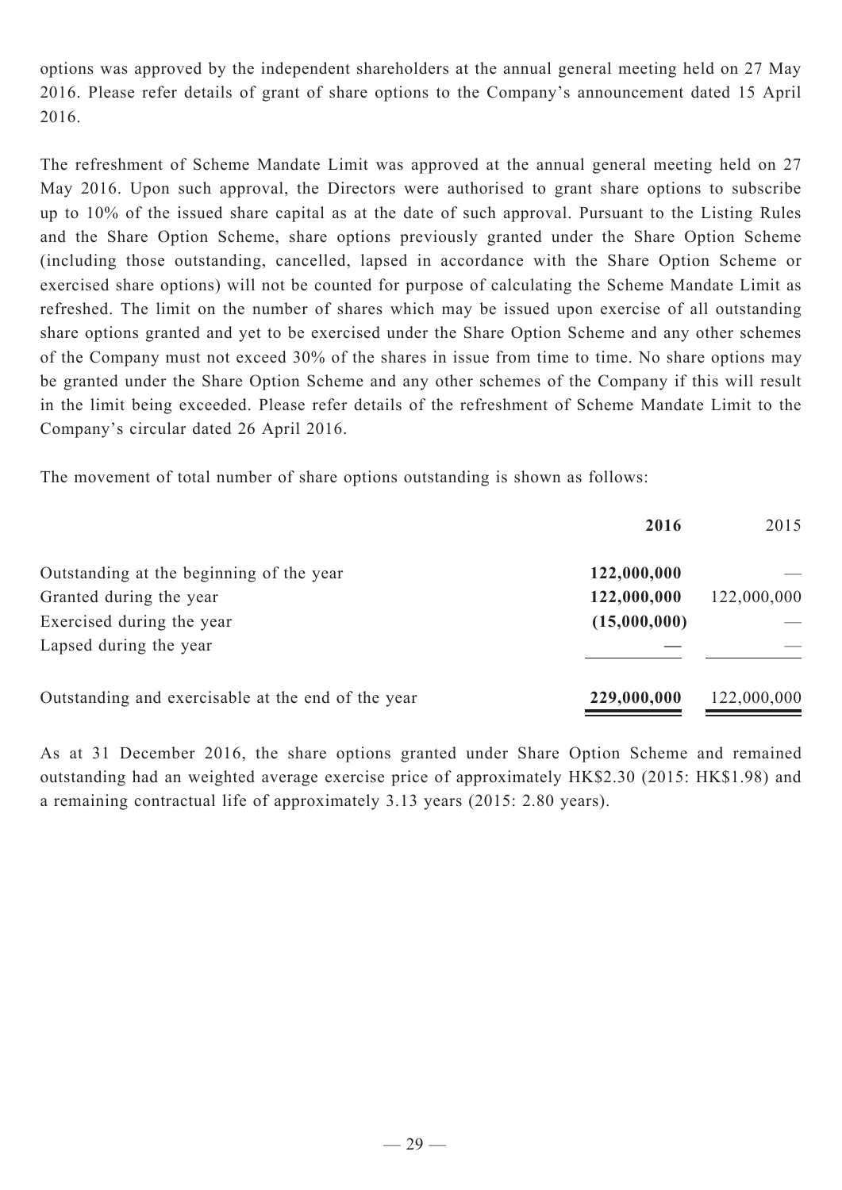options was approved by the independent shareholders at the annual general meeting held on 27 May 2016. Please refer details of grant of share options to the Company's announcement dated 15 April 2016.

The refreshment of Scheme Mandate Limit was approved at the annual general meeting held on 27 May 2016. Upon such approval, the Directors were authorised to grant share options to subscribe up to 10% of the issued share capital as at the date of such approval. Pursuant to the Listing Rules and the Share Option Scheme, share options previously granted under the Share Option Scheme (including those outstanding, cancelled, lapsed in accordance with the Share Option Scheme or exercised share options) will not be counted for purpose of calculating the Scheme Mandate Limit as refreshed. The limit on the number of shares which may be issued upon exercise of all outstanding share options granted and yet to be exercised under the Share Option Scheme and any other schemes of the Company must not exceed 30% of the shares in issue from time to time. No share options may be granted under the Share Option Scheme and any other schemes of the Company if this will result in the limit being exceeded. Please refer details of the refreshment of Scheme Mandate Limit to the Company's circular dated 26 April 2016.

The movement of total number of share options outstanding is shown as follows:

| | **2016** | 2015 |
|---|---|---|
| Outstanding at the beginning of the year | **122,000,000** | — |
| Granted during the year | **122,000,000** | 122,000,000 |
| Exercised during the year | **(15,000,000)** | — |
| Lapsed during the year | **—** | — |
| Outstanding and exercisable at the end of the year | **229,000,000** | 122,000,000 |

As at 31 December 2016, the share options granted under Share Option Scheme and remained outstanding had an weighted average exercise price of approximately HK$2.30 (2015: HK$1.98) and a remaining contractual life of approximately 3.13 years (2015: 2.80 years).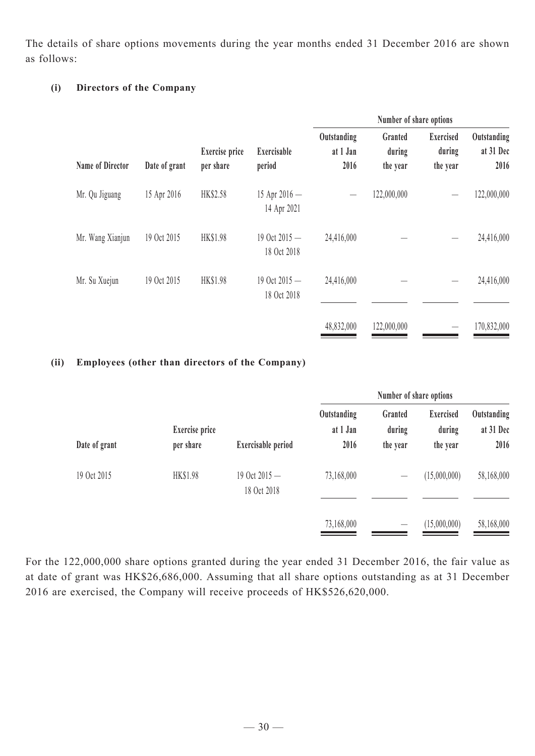The details of share options movements during the year months ended 31 December 2016 are shown as follows:

**(i) Directors of the Company**

| | | | | Number of share options | | | |
|---|---|---|---|---|---|---|---|
| Name of Director | Date of grant | Exercise price per share | Exercisable period | Outstanding at 1 Jan 2016 | Granted during the year | Exercised during the year | Outstanding at 31 Dec 2016 |
| Mr. Qu Jiguang | 15 Apr 2016 | HK$2.58 | 15 Apr 2016 — 14 Apr 2021 | — | 122,000,000 | — | 122,000,000 |
| Mr. Wang Xianjun | 19 Oct 2015 | HK$1.98 | 19 Oct 2015 — 18 Oct 2018 | 24,416,000 | — | — | 24,416,000 |
| Mr. Su Xuejun | 19 Oct 2015 | HK$1.98 | 19 Oct 2015 — 18 Oct 2018 | 24,416,000 | — | — | 24,416,000 |
| | | | | 48,832,000 | 122,000,000 | — | 170,832,000 |

**(ii) Employees (other than directors of the Company)**

| | | | Number of share options | | | |
|---|---|---|---|---|---|---|
| Date of grant | Exercise price per share | Exercisable period | Outstanding at 1 Jan 2016 | Granted during the year | Exercised during the year | Outstanding at 31 Dec 2016 |
| 19 Oct 2015 | HK$1.98 | 19 Oct 2015 — 18 Oct 2018 | 73,168,000 | — | (15,000,000) | 58,168,000 |
| | | | 73,168,000 | — | (15,000,000) | 58,168,000 |

For the 122,000,000 share options granted during the year ended 31 December 2016, the fair value as at date of grant was HK$26,686,000. Assuming that all share options outstanding as at 31 December 2016 are exercised, the Company will receive proceeds of HK$526,620,000.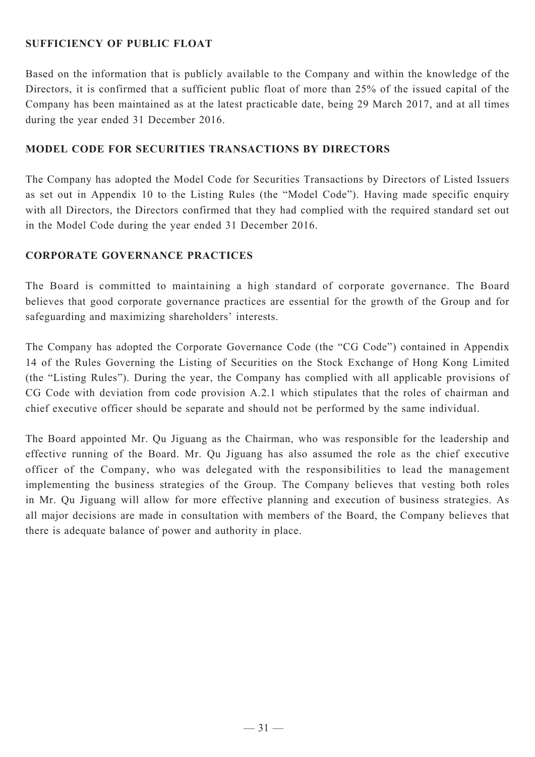## SUFFICIENCY OF PUBLIC FLOAT

Based on the information that is publicly available to the Company and within the knowledge of the Directors, it is confirmed that a sufficient public float of more than 25% of the issued capital of the Company has been maintained as at the latest practicable date, being 29 March 2017, and at all times during the year ended 31 December 2016.

## MODEL CODE FOR SECURITIES TRANSACTIONS BY DIRECTORS

The Company has adopted the Model Code for Securities Transactions by Directors of Listed Issuers as set out in Appendix 10 to the Listing Rules (the "Model Code"). Having made specific enquiry with all Directors, the Directors confirmed that they had complied with the required standard set out in the Model Code during the year ended 31 December 2016.

## CORPORATE GOVERNANCE PRACTICES

The Board is committed to maintaining a high standard of corporate governance. The Board believes that good corporate governance practices are essential for the growth of the Group and for safeguarding and maximizing shareholders' interests.

The Company has adopted the Corporate Governance Code (the "CG Code") contained in Appendix 14 of the Rules Governing the Listing of Securities on the Stock Exchange of Hong Kong Limited (the "Listing Rules"). During the year, the Company has complied with all applicable provisions of CG Code with deviation from code provision A.2.1 which stipulates that the roles of chairman and chief executive officer should be separate and should not be performed by the same individual.

The Board appointed Mr. Qu Jiguang as the Chairman, who was responsible for the leadership and effective running of the Board. Mr. Qu Jiguang has also assumed the role as the chief executive officer of the Company, who was delegated with the responsibilities to lead the management implementing the business strategies of the Group. The Company believes that vesting both roles in Mr. Qu Jiguang will allow for more effective planning and execution of business strategies. As all major decisions are made in consultation with members of the Board, the Company believes that there is adequate balance of power and authority in place.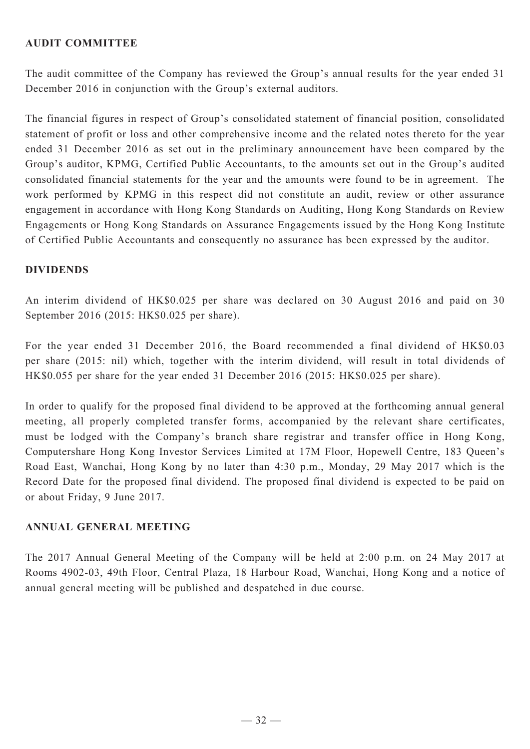## AUDIT COMMITTEE

The audit committee of the Company has reviewed the Group's annual results for the year ended 31 December 2016 in conjunction with the Group's external auditors.

The financial figures in respect of Group's consolidated statement of financial position, consolidated statement of profit or loss and other comprehensive income and the related notes thereto for the year ended 31 December 2016 as set out in the preliminary announcement have been compared by the Group's auditor, KPMG, Certified Public Accountants, to the amounts set out in the Group's audited consolidated financial statements for the year and the amounts were found to be in agreement. The work performed by KPMG in this respect did not constitute an audit, review or other assurance engagement in accordance with Hong Kong Standards on Auditing, Hong Kong Standards on Review Engagements or Hong Kong Standards on Assurance Engagements issued by the Hong Kong Institute of Certified Public Accountants and consequently no assurance has been expressed by the auditor.

## DIVIDENDS

An interim dividend of HK$0.025 per share was declared on 30 August 2016 and paid on 30 September 2016 (2015: HK$0.025 per share).

For the year ended 31 December 2016, the Board recommended a final dividend of HK$0.03 per share (2015: nil) which, together with the interim dividend, will result in total dividends of HK$0.055 per share for the year ended 31 December 2016 (2015: HK$0.025 per share).

In order to qualify for the proposed final dividend to be approved at the forthcoming annual general meeting, all properly completed transfer forms, accompanied by the relevant share certificates, must be lodged with the Company's branch share registrar and transfer office in Hong Kong, Computershare Hong Kong Investor Services Limited at 17M Floor, Hopewell Centre, 183 Queen's Road East, Wanchai, Hong Kong by no later than 4:30 p.m., Monday, 29 May 2017 which is the Record Date for the proposed final dividend. The proposed final dividend is expected to be paid on or about Friday, 9 June 2017.

## ANNUAL GENERAL MEETING

The 2017 Annual General Meeting of the Company will be held at 2:00 p.m. on 24 May 2017 at Rooms 4902-03, 49th Floor, Central Plaza, 18 Harbour Road, Wanchai, Hong Kong and a notice of annual general meeting will be published and despatched in due course.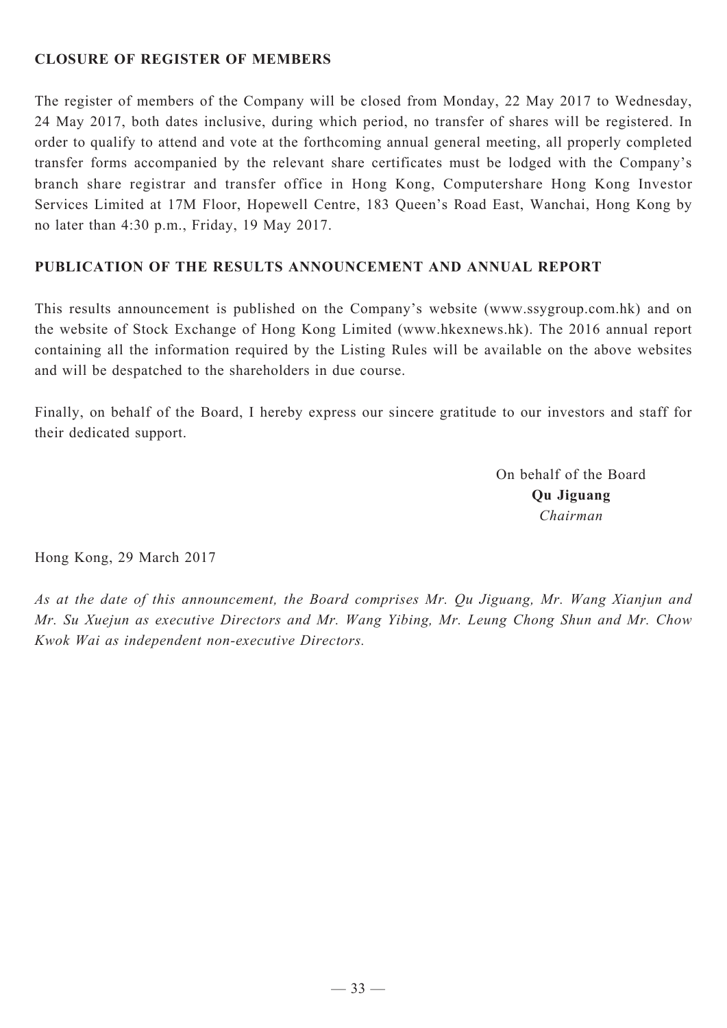## CLOSURE OF REGISTER OF MEMBERS

The register of members of the Company will be closed from Monday, 22 May 2017 to Wednesday, 24 May 2017, both dates inclusive, during which period, no transfer of shares will be registered. In order to qualify to attend and vote at the forthcoming annual general meeting, all properly completed transfer forms accompanied by the relevant share certificates must be lodged with the Company's branch share registrar and transfer office in Hong Kong, Computershare Hong Kong Investor Services Limited at 17M Floor, Hopewell Centre, 183 Queen's Road East, Wanchai, Hong Kong by no later than 4:30 p.m., Friday, 19 May 2017.

## PUBLICATION OF THE RESULTS ANNOUNCEMENT AND ANNUAL REPORT

This results announcement is published on the Company's website (www.ssygroup.com.hk) and on the website of Stock Exchange of Hong Kong Limited (www.hkexnews.hk). The 2016 annual report containing all the information required by the Listing Rules will be available on the above websites and will be despatched to the shareholders in due course.

Finally, on behalf of the Board, I hereby express our sincere gratitude to our investors and staff for their dedicated support.

On behalf of the Board
**Qu Jiguang**
*Chairman*

Hong Kong, 29 March 2017

*As at the date of this announcement, the Board comprises Mr. Qu Jiguang, Mr. Wang Xianjun and Mr. Su Xuejun as executive Directors and Mr. Wang Yibing, Mr. Leung Chong Shun and Mr. Chow Kwok Wai as independent non-executive Directors.*